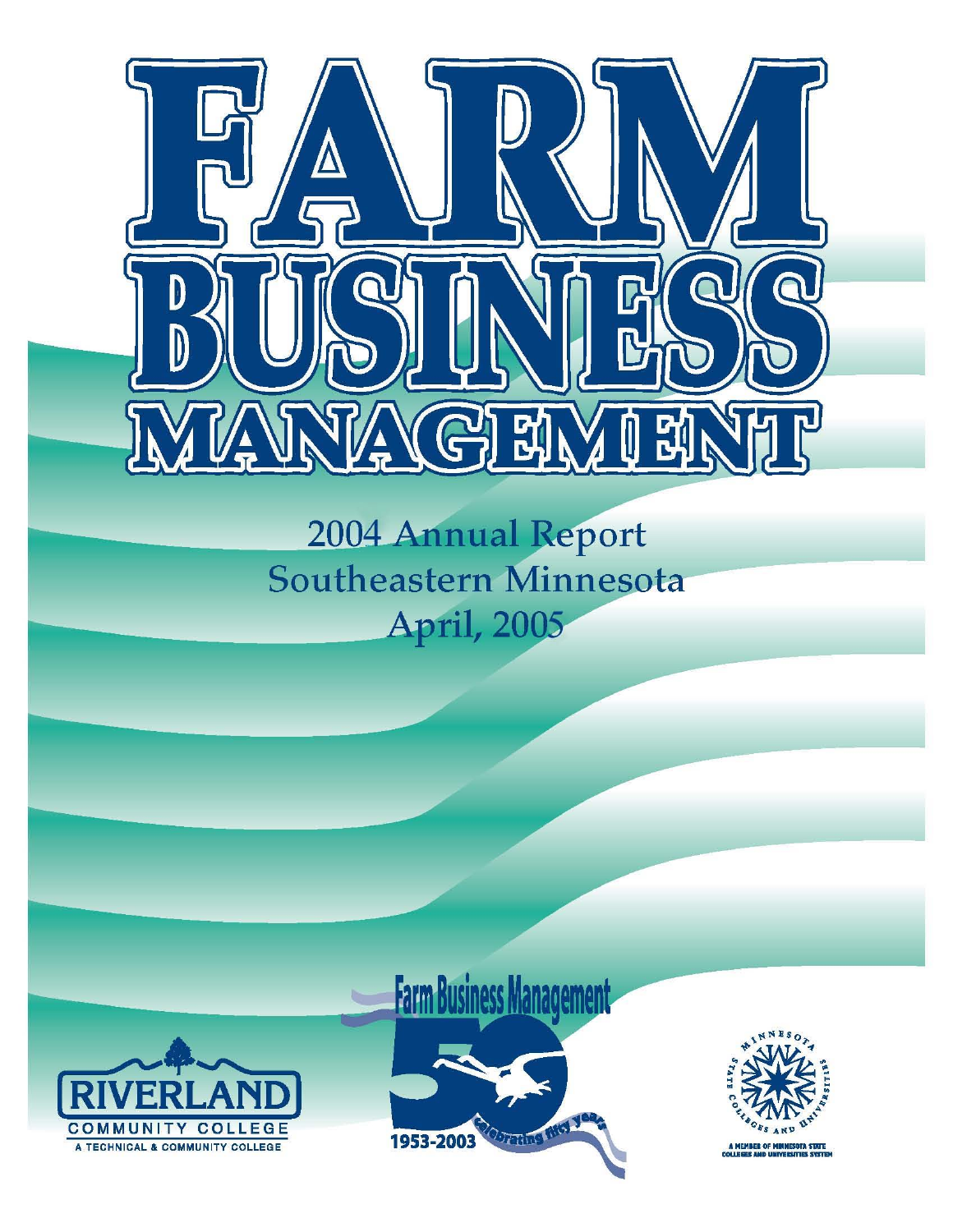# FARM BUSINESS MANAGEMENT

2004 Annual Report
Southeastern Minnesota
April, 2005

RIVERLAND COMMUNITY COLLEGE
A TECHNICAL & COMMUNITY COLLEGE

Farm Business Management
50
1953-2003
celebrating fifty years

MINNESOTA STATE COLLEGES AND UNIVERSITIES
A MEMBER OF MINNESOTA STATE COLLEGES AND UNIVERSITIES SYSTEM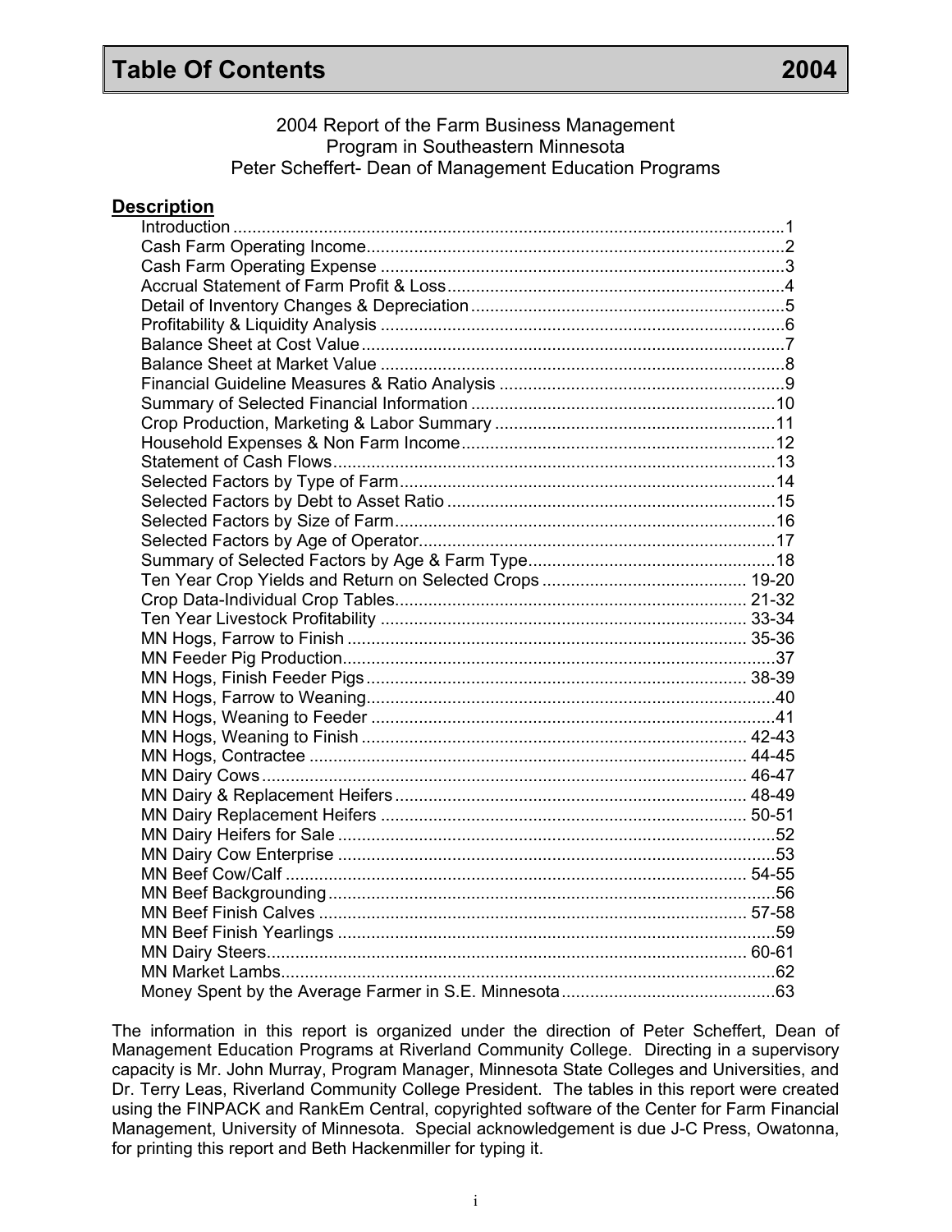# Table Of Contents 2004

2004 Report of the Farm Business Management
Program in Southeastern Minnesota
Peter Scheffert- Dean of Management Education Programs

**Description**

| Description | Page |
|---|---|
| Introduction | 1 |
| Cash Farm Operating Income | 2 |
| Cash Farm Operating Expense | 3 |
| Accrual Statement of Farm Profit & Loss | 4 |
| Detail of Inventory Changes & Depreciation | 5 |
| Profitability & Liquidity Analysis | 6 |
| Balance Sheet at Cost Value | 7 |
| Balance Sheet at Market Value | 8 |
| Financial Guideline Measures & Ratio Analysis | 9 |
| Summary of Selected Financial Information | 10 |
| Crop Production, Marketing & Labor Summary | 11 |
| Household Expenses & Non Farm Income | 12 |
| Statement of Cash Flows | 13 |
| Selected Factors by Type of Farm | 14 |
| Selected Factors by Debt to Asset Ratio | 15 |
| Selected Factors by Size of Farm | 16 |
| Selected Factors by Age of Operator | 17 |
| Summary of Selected Factors by Age & Farm Type | 18 |
| Ten Year Crop Yields and Return on Selected Crops | 19-20 |
| Crop Data-Individual Crop Tables | 21-32 |
| Ten Year Livestock Profitability | 33-34 |
| MN Hogs, Farrow to Finish | 35-36 |
| MN Feeder Pig Production | 37 |
| MN Hogs, Finish Feeder Pigs | 38-39 |
| MN Hogs, Farrow to Weaning | 40 |
| MN Hogs, Weaning to Feeder | 41 |
| MN Hogs, Weaning to Finish | 42-43 |
| MN Hogs, Contractee | 44-45 |
| MN Dairy Cows | 46-47 |
| MN Dairy & Replacement Heifers | 48-49 |
| MN Dairy Replacement Heifers | 50-51 |
| MN Dairy Heifers for Sale | 52 |
| MN Dairy Cow Enterprise | 53 |
| MN Beef Cow/Calf | 54-55 |
| MN Beef Backgrounding | 56 |
| MN Beef Finish Calves | 57-58 |
| MN Beef Finish Yearlings | 59 |
| MN Dairy Steers | 60-61 |
| MN Market Lambs | 62 |
| Money Spent by the Average Farmer in S.E. Minnesota | 63 |

The information in this report is organized under the direction of Peter Scheffert, Dean of Management Education Programs at Riverland Community College. Directing in a supervisory capacity is Mr. John Murray, Program Manager, Minnesota State Colleges and Universities, and Dr. Terry Leas, Riverland Community College President. The tables in this report were created using the FINPACK and RankEm Central, copyrighted software of the Center for Farm Financial Management, University of Minnesota. Special acknowledgement is due J-C Press, Owatonna, for printing this report and Beth Hackenmiller for typing it.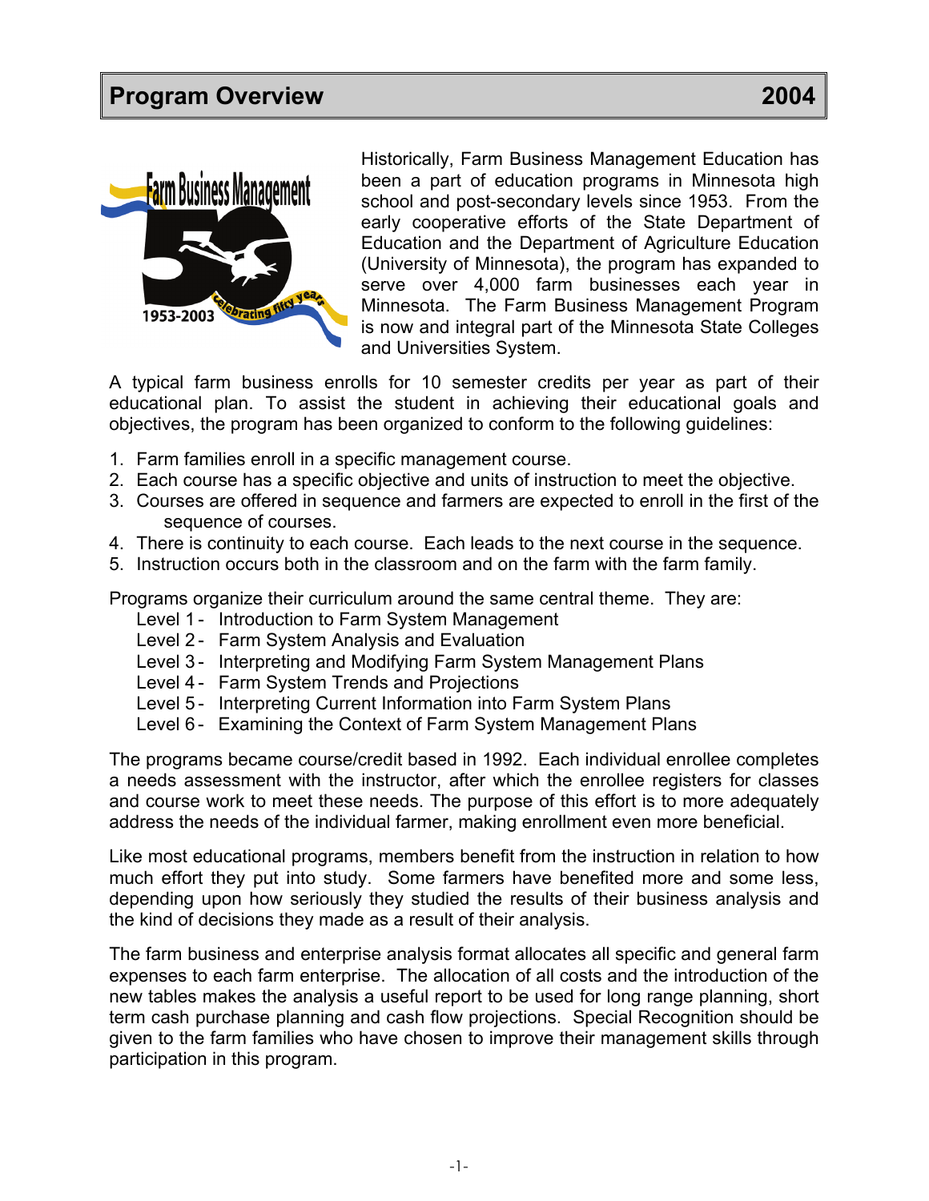# Program Overview 2004

Historically, Farm Business Management Education has been a part of education programs in Minnesota high school and post-secondary levels since 1953. From the early cooperative efforts of the State Department of Education and the Department of Agriculture Education (University of Minnesota), the program has expanded to serve over 4,000 farm businesses each year in Minnesota. The Farm Business Management Program is now and integral part of the Minnesota State Colleges and Universities System.

A typical farm business enrolls for 10 semester credits per year as part of their educational plan. To assist the student in achieving their educational goals and objectives, the program has been organized to conform to the following guidelines:

1. Farm families enroll in a specific management course.
2. Each course has a specific objective and units of instruction to meet the objective.
3. Courses are offered in sequence and farmers are expected to enroll in the first of the sequence of courses.
4. There is continuity to each course. Each leads to the next course in the sequence.
5. Instruction occurs both in the classroom and on the farm with the farm family.

Programs organize their curriculum around the same central theme. They are:

- Level 1 - Introduction to Farm System Management
- Level 2 - Farm System Analysis and Evaluation
- Level 3 - Interpreting and Modifying Farm System Management Plans
- Level 4 - Farm System Trends and Projections
- Level 5 - Interpreting Current Information into Farm System Plans
- Level 6 - Examining the Context of Farm System Management Plans

The programs became course/credit based in 1992. Each individual enrollee completes a needs assessment with the instructor, after which the enrollee registers for classes and course work to meet these needs. The purpose of this effort is to more adequately address the needs of the individual farmer, making enrollment even more beneficial.

Like most educational programs, members benefit from the instruction in relation to how much effort they put into study. Some farmers have benefited more and some less, depending upon how seriously they studied the results of their business analysis and the kind of decisions they made as a result of their analysis.

The farm business and enterprise analysis format allocates all specific and general farm expenses to each farm enterprise. The allocation of all costs and the introduction of the new tables makes the analysis a useful report to be used for long range planning, short term cash purchase planning and cash flow projections. Special Recognition should be given to the farm families who have chosen to improve their management skills through participation in this program.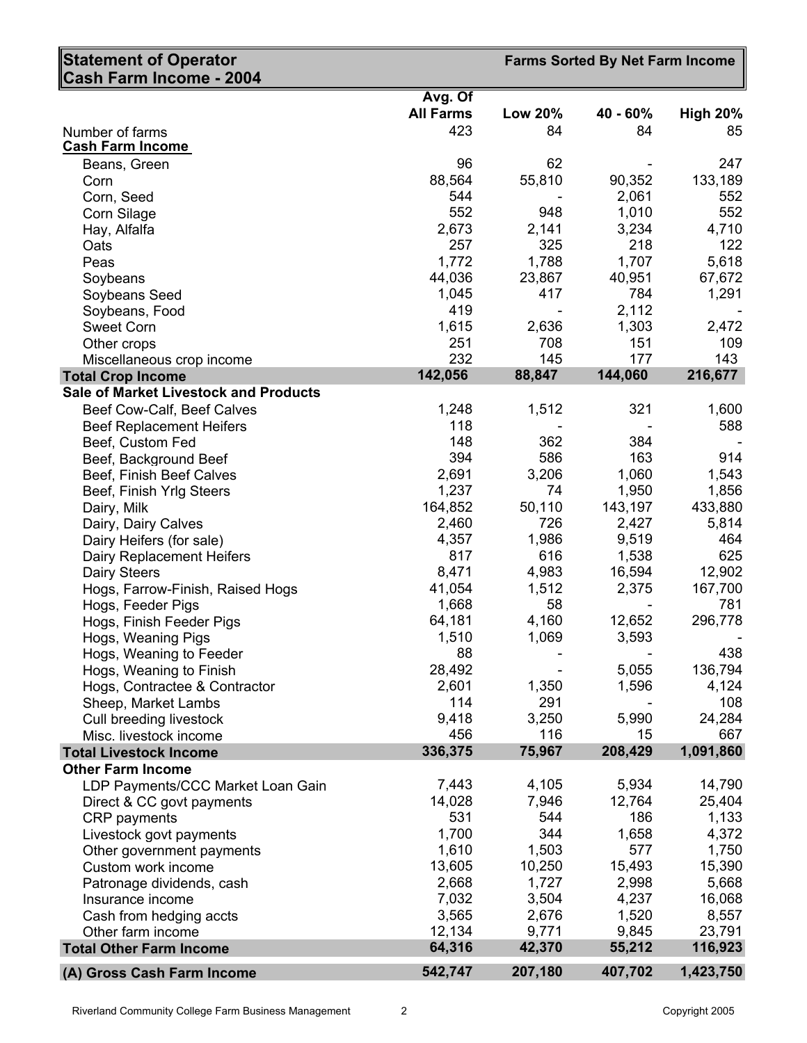## Statement of Operator Cash Farm Income - 2004

**Farms Sorted By Net Farm Income**

| | Avg. Of All Farms | Low 20% | 40 - 60% | High 20% |
|---|---|---|---|---|
| Number of farms | 423 | 84 | 84 | 85 |
| **Cash Farm Income** | | | | |
| Beans, Green | 96 | 62 | - | 247 |
| Corn | 88,564 | 55,810 | 90,352 | 133,189 |
| Corn, Seed | 544 | - | 2,061 | 552 |
| Corn Silage | 552 | 948 | 1,010 | 552 |
| Hay, Alfalfa | 2,673 | 2,141 | 3,234 | 4,710 |
| Oats | 257 | 325 | 218 | 122 |
| Peas | 1,772 | 1,788 | 1,707 | 5,618 |
| Soybeans | 44,036 | 23,867 | 40,951 | 67,672 |
| Soybeans Seed | 1,045 | 417 | 784 | 1,291 |
| Soybeans, Food | 419 | - | 2,112 | - |
| Sweet Corn | 1,615 | 2,636 | 1,303 | 2,472 |
| Other crops | 251 | 708 | 151 | 109 |
| Miscellaneous crop income | 232 | 145 | 177 | 143 |
| **Total Crop Income** | **142,056** | **88,847** | **144,060** | **216,677** |
| **Sale of Market Livestock and Products** | | | | |
| Beef Cow-Calf, Beef Calves | 1,248 | 1,512 | 321 | 1,600 |
| Beef Replacement Heifers | 118 | - | - | 588 |
| Beef, Custom Fed | 148 | 362 | 384 | - |
| Beef, Background Beef | 394 | 586 | 163 | 914 |
| Beef, Finish Beef Calves | 2,691 | 3,206 | 1,060 | 1,543 |
| Beef, Finish Yrlg Steers | 1,237 | 74 | 1,950 | 1,856 |
| Dairy, Milk | 164,852 | 50,110 | 143,197 | 433,880 |
| Dairy, Dairy Calves | 2,460 | 726 | 2,427 | 5,814 |
| Dairy Heifers (for sale) | 4,357 | 1,986 | 9,519 | 464 |
| Dairy Replacement Heifers | 817 | 616 | 1,538 | 625 |
| Dairy Steers | 8,471 | 4,983 | 16,594 | 12,902 |
| Hogs, Farrow-Finish, Raised Hogs | 41,054 | 1,512 | 2,375 | 167,700 |
| Hogs, Feeder Pigs | 1,668 | 58 | - | 781 |
| Hogs, Finish Feeder Pigs | 64,181 | 4,160 | 12,652 | 296,778 |
| Hogs, Weaning Pigs | 1,510 | 1,069 | 3,593 | - |
| Hogs, Weaning to Feeder | 88 | - | - | 438 |
| Hogs, Weaning to Finish | 28,492 | - | 5,055 | 136,794 |
| Hogs, Contractee & Contractor | 2,601 | 1,350 | 1,596 | 4,124 |
| Sheep, Market Lambs | 114 | 291 | - | 108 |
| Cull breeding livestock | 9,418 | 3,250 | 5,990 | 24,284 |
| Misc. livestock income | 456 | 116 | 15 | 667 |
| **Total Livestock Income** | **336,375** | **75,967** | **208,429** | **1,091,860** |
| **Other Farm Income** | | | | |
| LDP Payments/CCC Market Loan Gain | 7,443 | 4,105 | 5,934 | 14,790 |
| Direct & CC govt payments | 14,028 | 7,946 | 12,764 | 25,404 |
| CRP payments | 531 | 544 | 186 | 1,133 |
| Livestock govt payments | 1,700 | 344 | 1,658 | 4,372 |
| Other government payments | 1,610 | 1,503 | 577 | 1,750 |
| Custom work income | 13,605 | 10,250 | 15,493 | 15,390 |
| Patronage dividends, cash | 2,668 | 1,727 | 2,998 | 5,668 |
| Insurance income | 7,032 | 3,504 | 4,237 | 16,068 |
| Cash from hedging accts | 3,565 | 2,676 | 1,520 | 8,557 |
| Other farm income | 12,134 | 9,771 | 9,845 | 23,791 |
| **Total Other Farm Income** | **64,316** | **42,370** | **55,212** | **116,923** |
| **(A) Gross Cash Farm Income** | **542,747** | **207,180** | **407,702** | **1,423,750** |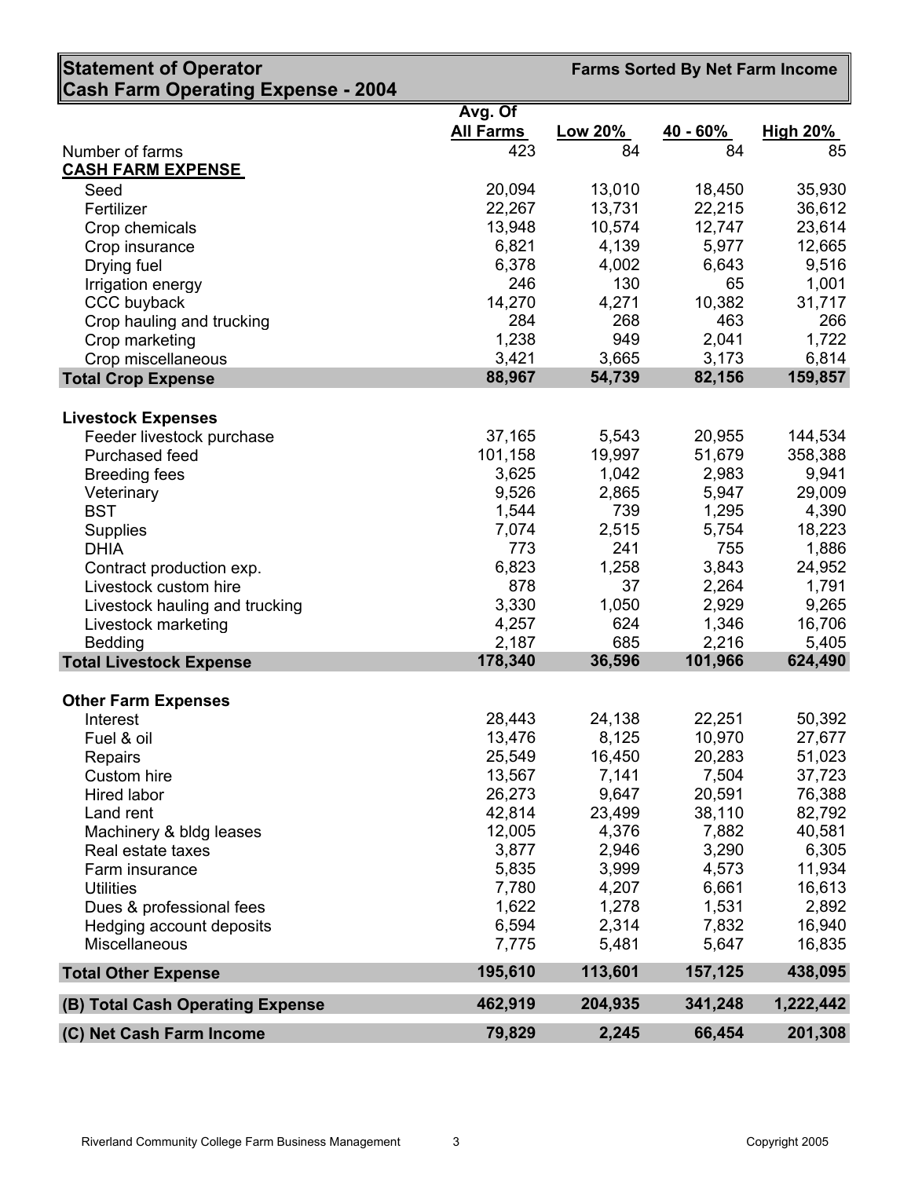## Statement of Operator Cash Farm Operating Expense - 2004

**Farms Sorted By Net Farm Income**

| | Avg. Of All Farms | Low 20% | 40 - 60% | High 20% |
|---|---|---|---|---|
| Number of farms | 423 | 84 | 84 | 85 |
| **CASH FARM EXPENSE** | | | | |
| Seed | 20,094 | 13,010 | 18,450 | 35,930 |
| Fertilizer | 22,267 | 13,731 | 22,215 | 36,612 |
| Crop chemicals | 13,948 | 10,574 | 12,747 | 23,614 |
| Crop insurance | 6,821 | 4,139 | 5,977 | 12,665 |
| Drying fuel | 6,378 | 4,002 | 6,643 | 9,516 |
| Irrigation energy | 246 | 130 | 65 | 1,001 |
| CCC buyback | 14,270 | 4,271 | 10,382 | 31,717 |
| Crop hauling and trucking | 284 | 268 | 463 | 266 |
| Crop marketing | 1,238 | 949 | 2,041 | 1,722 |
| Crop miscellaneous | 3,421 | 3,665 | 3,173 | 6,814 |
| **Total Crop Expense** | **88,967** | **54,739** | **82,156** | **159,857** |
| **Livestock Expenses** | | | | |
| Feeder livestock purchase | 37,165 | 5,543 | 20,955 | 144,534 |
| Purchased feed | 101,158 | 19,997 | 51,679 | 358,388 |
| Breeding fees | 3,625 | 1,042 | 2,983 | 9,941 |
| Veterinary | 9,526 | 2,865 | 5,947 | 29,009 |
| BST | 1,544 | 739 | 1,295 | 4,390 |
| Supplies | 7,074 | 2,515 | 5,754 | 18,223 |
| DHIA | 773 | 241 | 755 | 1,886 |
| Contract production exp. | 6,823 | 1,258 | 3,843 | 24,952 |
| Livestock custom hire | 878 | 37 | 2,264 | 1,791 |
| Livestock hauling and trucking | 3,330 | 1,050 | 2,929 | 9,265 |
| Livestock marketing | 4,257 | 624 | 1,346 | 16,706 |
| Bedding | 2,187 | 685 | 2,216 | 5,405 |
| **Total Livestock Expense** | **178,340** | **36,596** | **101,966** | **624,490** |
| **Other Farm Expenses** | | | | |
| Interest | 28,443 | 24,138 | 22,251 | 50,392 |
| Fuel & oil | 13,476 | 8,125 | 10,970 | 27,677 |
| Repairs | 25,549 | 16,450 | 20,283 | 51,023 |
| Custom hire | 13,567 | 7,141 | 7,504 | 37,723 |
| Hired labor | 26,273 | 9,647 | 20,591 | 76,388 |
| Land rent | 42,814 | 23,499 | 38,110 | 82,792 |
| Machinery & bldg leases | 12,005 | 4,376 | 7,882 | 40,581 |
| Real estate taxes | 3,877 | 2,946 | 3,290 | 6,305 |
| Farm insurance | 5,835 | 3,999 | 4,573 | 11,934 |
| Utilities | 7,780 | 4,207 | 6,661 | 16,613 |
| Dues & professional fees | 1,622 | 1,278 | 1,531 | 2,892 |
| Hedging account deposits | 6,594 | 2,314 | 7,832 | 16,940 |
| Miscellaneous | 7,775 | 5,481 | 5,647 | 16,835 |
| **Total Other Expense** | **195,610** | **113,601** | **157,125** | **438,095** |
| **(B) Total Cash Operating Expense** | **462,919** | **204,935** | **341,248** | **1,222,442** |
| **(C) Net Cash Farm Income** | **79,829** | **2,245** | **66,454** | **201,308** |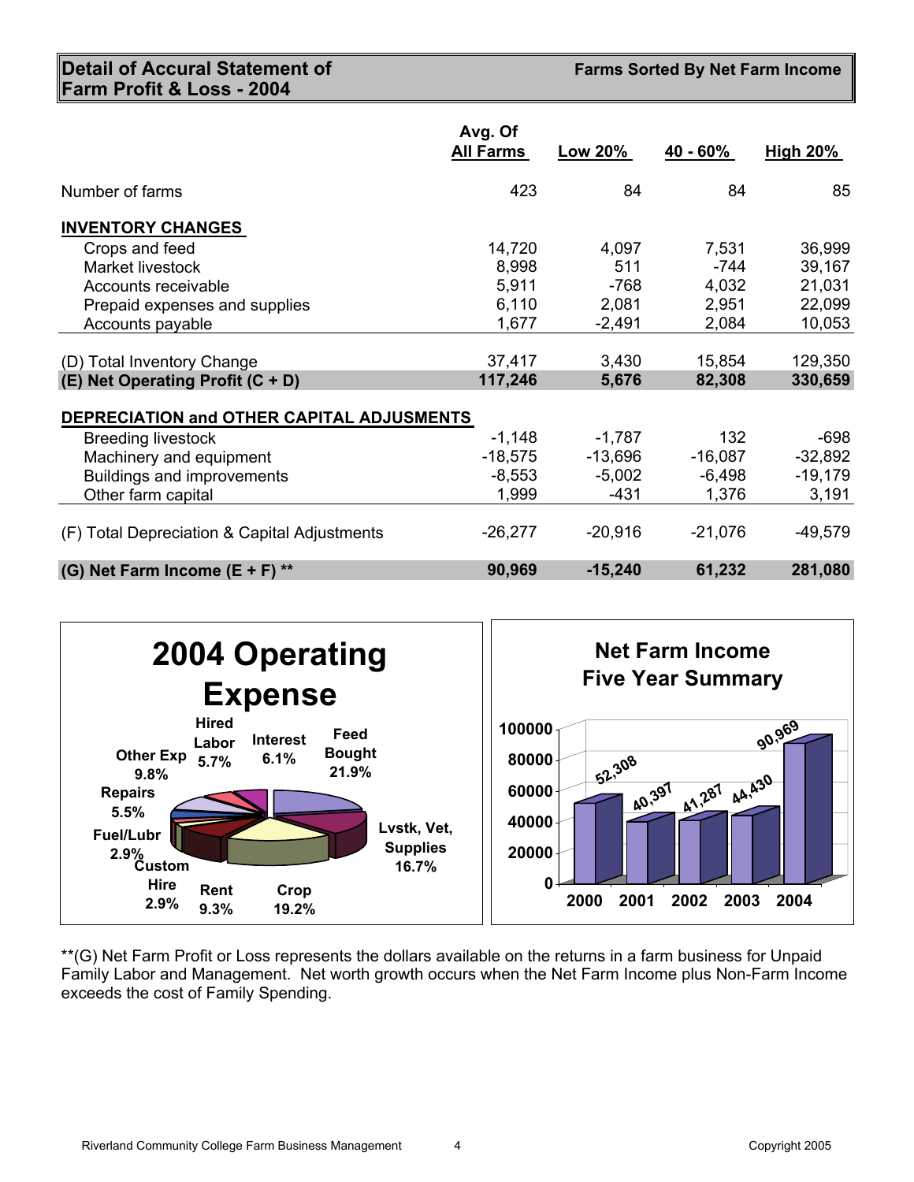## Detail of Accural Statement of Farm Profit & Loss - 2004

**Farms Sorted By Net Farm Income**

| | Avg. Of All Farms | Low 20% | 40 - 60% | High 20% |
|---|---|---|---|---|
| Number of farms | 423 | 84 | 84 | 85 |
| **INVENTORY CHANGES** | | | | |
| Crops and feed | 14,720 | 4,097 | 7,531 | 36,999 |
| Market livestock | 8,998 | 511 | -744 | 39,167 |
| Accounts receivable | 5,911 | -768 | 4,032 | 21,031 |
| Prepaid expenses and supplies | 6,110 | 2,081 | 2,951 | 22,099 |
| Accounts payable | 1,677 | -2,491 | 2,084 | 10,053 |
| (D) Total Inventory Change | 37,417 | 3,430 | 15,854 | 129,350 |
| **(E) Net Operating Profit (C + D)** | **117,246** | **5,676** | **82,308** | **330,659** |
| **DEPRECIATION and OTHER CAPITAL ADJUSMENTS** | | | | |
| Breeding livestock | -1,148 | -1,787 | 132 | -698 |
| Machinery and equipment | -18,575 | -13,696 | -16,087 | -32,892 |
| Buildings and improvements | -8,553 | -5,002 | -6,498 | -19,179 |
| Other farm capital | 1,999 | -431 | 1,376 | 3,191 |
| (F) Total Depreciation & Capital Adjustments | -26,277 | -20,916 | -21,076 | -49,579 |
| **(G) Net Farm Income (E + F) \*\*** | **90,969** | **-15,240** | **61,232** | **281,080** |

**2004 Operating Expense**

| Category | Percent |
|---|---|
| Feed Bought | 21.9% |
| Lvstk, Vet, Supplies | 16.7% |
| Crop | 19.2% |
| Rent | 9.3% |
| Custom Hire | 2.9% |
| Fuel/Lubr | 2.9% |
| Repairs | 5.5% |
| Other Exp | 9.8% |
| Hired Labor | 5.7% |
| Interest | 6.1% |

**Net Farm Income Five Year Summary**

| Year | Net Farm Income |
|---|---|
| 2000 | 52,308 |
| 2001 | 40,397 |
| 2002 | 41,287 |
| 2003 | 44,430 |
| 2004 | 90,969 |

**(G) Net Farm Profit or Loss represents the dollars available on the returns in a farm business for Unpaid Family Labor and Management. Net worth growth occurs when the Net Farm Income plus Non-Farm Income exceeds the cost of Family Spending.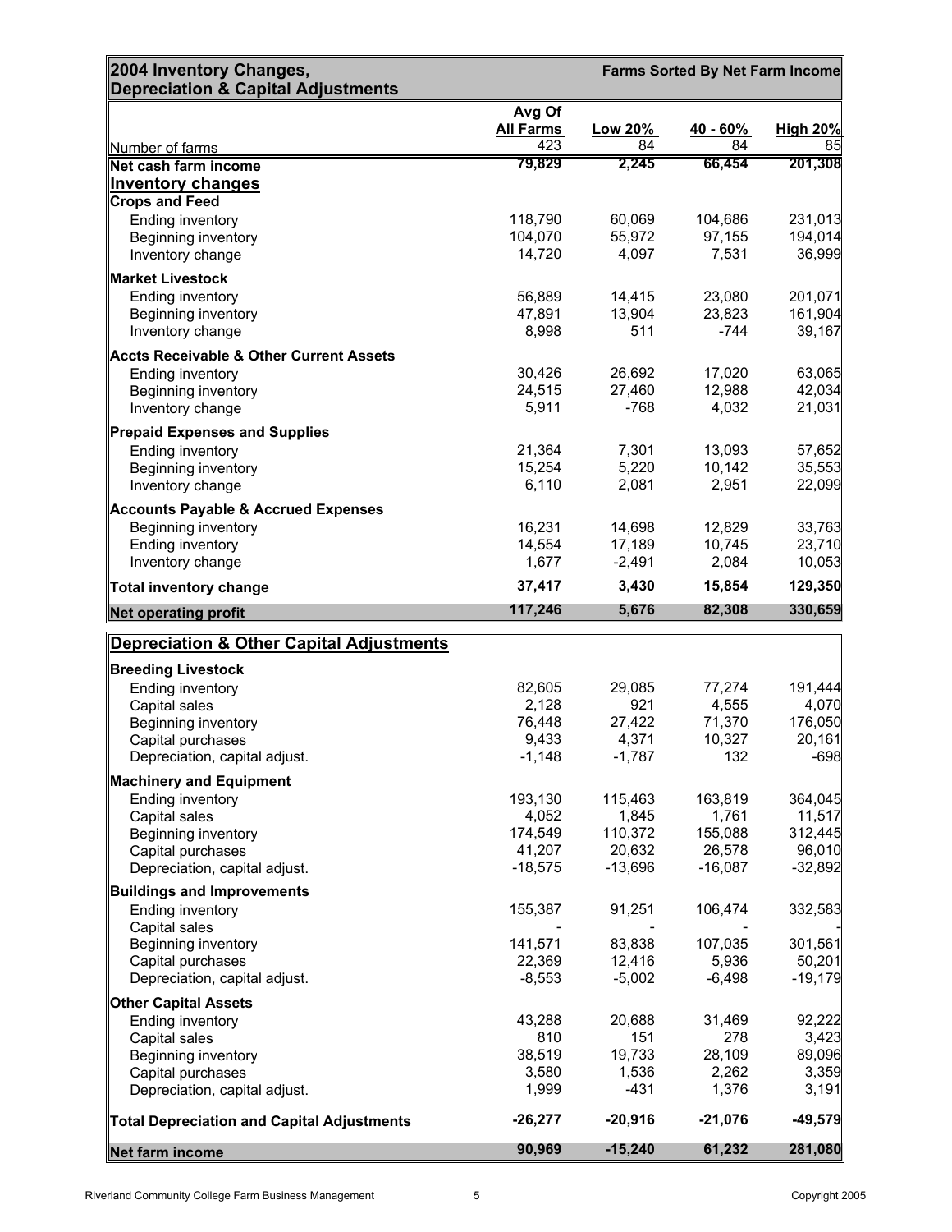## 2004 Inventory Changes, Depreciation & Capital Adjustments

**Farms Sorted By Net Farm Income**

| | Avg Of All Farms | Low 20% | 40 - 60% | High 20% |
|---|---|---|---|---|
| Number of farms | 423 | 84 | 84 | 85 |
| **Net cash farm income** | **79,829** | **2,245** | **66,454** | **201,308** |
| **Inventory changes** | | | | |
| **Crops and Feed** | | | | |
| Ending inventory | 118,790 | 60,069 | 104,686 | 231,013 |
| Beginning inventory | 104,070 | 55,972 | 97,155 | 194,014 |
| Inventory change | 14,720 | 4,097 | 7,531 | 36,999 |
| **Market Livestock** | | | | |
| Ending inventory | 56,889 | 14,415 | 23,080 | 201,071 |
| Beginning inventory | 47,891 | 13,904 | 23,823 | 161,904 |
| Inventory change | 8,998 | 511 | -744 | 39,167 |
| **Accts Receivable & Other Current Assets** | | | | |
| Ending inventory | 30,426 | 26,692 | 17,020 | 63,065 |
| Beginning inventory | 24,515 | 27,460 | 12,988 | 42,034 |
| Inventory change | 5,911 | -768 | 4,032 | 21,031 |
| **Prepaid Expenses and Supplies** | | | | |
| Ending inventory | 21,364 | 7,301 | 13,093 | 57,652 |
| Beginning inventory | 15,254 | 5,220 | 10,142 | 35,553 |
| Inventory change | 6,110 | 2,081 | 2,951 | 22,099 |
| **Accounts Payable & Accrued Expenses** | | | | |
| Beginning inventory | 16,231 | 14,698 | 12,829 | 33,763 |
| Ending inventory | 14,554 | 17,189 | 10,745 | 23,710 |
| Inventory change | 1,677 | -2,491 | 2,084 | 10,053 |
| **Total inventory change** | **37,417** | **3,430** | **15,854** | **129,350** |
| **Net operating profit** | **117,246** | **5,676** | **82,308** | **330,659** |

## Depreciation & Other Capital Adjustments

| | Avg Of All Farms | Low 20% | 40 - 60% | High 20% |
|---|---|---|---|---|
| **Breeding Livestock** | | | | |
| Ending inventory | 82,605 | 29,085 | 77,274 | 191,444 |
| Capital sales | 2,128 | 921 | 4,555 | 4,070 |
| Beginning inventory | 76,448 | 27,422 | 71,370 | 176,050 |
| Capital purchases | 9,433 | 4,371 | 10,327 | 20,161 |
| Depreciation, capital adjust. | -1,148 | -1,787 | 132 | -698 |
| **Machinery and Equipment** | | | | |
| Ending inventory | 193,130 | 115,463 | 163,819 | 364,045 |
| Capital sales | 4,052 | 1,845 | 1,761 | 11,517 |
| Beginning inventory | 174,549 | 110,372 | 155,088 | 312,445 |
| Capital purchases | 41,207 | 20,632 | 26,578 | 96,010 |
| Depreciation, capital adjust. | -18,575 | -13,696 | -16,087 | -32,892 |
| **Buildings and Improvements** | | | | |
| Ending inventory | 155,387 | 91,251 | 106,474 | 332,583 |
| Capital sales | - | - | - | - |
| Beginning inventory | 141,571 | 83,838 | 107,035 | 301,561 |
| Capital purchases | 22,369 | 12,416 | 5,936 | 50,201 |
| Depreciation, capital adjust. | -8,553 | -5,002 | -6,498 | -19,179 |
| **Other Capital Assets** | | | | |
| Ending inventory | 43,288 | 20,688 | 31,469 | 92,222 |
| Capital sales | 810 | 151 | 278 | 3,423 |
| Beginning inventory | 38,519 | 19,733 | 28,109 | 89,096 |
| Capital purchases | 3,580 | 1,536 | 2,262 | 3,359 |
| Depreciation, capital adjust. | 1,999 | -431 | 1,376 | 3,191 |
| **Total Depreciation and Capital Adjustments** | **-26,277** | **-20,916** | **-21,076** | **-49,579** |
| **Net farm income** | **90,969** | **-15,240** | **61,232** | **281,080** |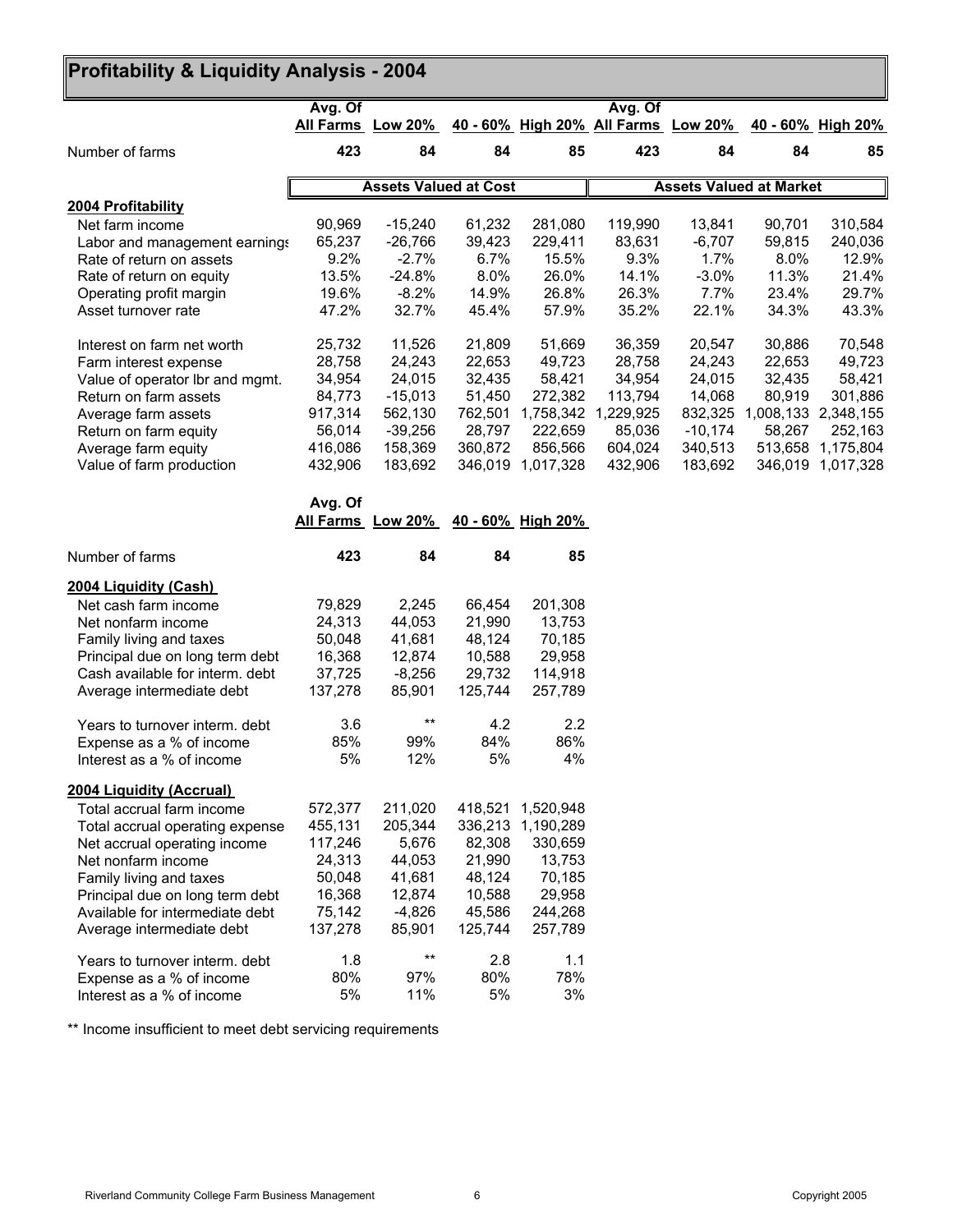# Profitability & Liquidity Analysis - 2004

| | Avg. Of All Farms | Low 20% | 40 - 60% | High 20% | Avg. Of All Farms | Low 20% | 40 - 60% | High 20% |
|---|---|---|---|---|---|---|---|---|
| Number of farms | **423** | **84** | **84** | **85** | **423** | **84** | **84** | **85** |
| | **Assets Valued at Cost** | | | | **Assets Valued at Market** | | | |
| **2004 Profitability** | | | | | | | | |
| Net farm income | 90,969 | -15,240 | 61,232 | 281,080 | 119,990 | 13,841 | 90,701 | 310,584 |
| Labor and management earnings | 65,237 | -26,766 | 39,423 | 229,411 | 83,631 | -6,707 | 59,815 | 240,036 |
| Rate of return on assets | 9.2% | -2.7% | 6.7% | 15.5% | 9.3% | 1.7% | 8.0% | 12.9% |
| Rate of return on equity | 13.5% | -24.8% | 8.0% | 26.0% | 14.1% | -3.0% | 11.3% | 21.4% |
| Operating profit margin | 19.6% | -8.2% | 14.9% | 26.8% | 26.3% | 7.7% | 23.4% | 29.7% |
| Asset turnover rate | 47.2% | 32.7% | 45.4% | 57.9% | 35.2% | 22.1% | 34.3% | 43.3% |
| Interest on farm net worth | 25,732 | 11,526 | 21,809 | 51,669 | 36,359 | 20,547 | 30,886 | 70,548 |
| Farm interest expense | 28,758 | 24,243 | 22,653 | 49,723 | 28,758 | 24,243 | 22,653 | 49,723 |
| Value of operator lbr and mgmt. | 34,954 | 24,015 | 32,435 | 58,421 | 34,954 | 24,015 | 32,435 | 58,421 |
| Return on farm assets | 84,773 | -15,013 | 51,450 | 272,382 | 113,794 | 14,068 | 80,919 | 301,886 |
| Average farm assets | 917,314 | 562,130 | 762,501 | 1,758,342 | 1,229,925 | 832,325 | 1,008,133 | 2,348,155 |
| Return on farm equity | 56,014 | -39,256 | 28,797 | 222,659 | 85,036 | -10,174 | 58,267 | 252,163 |
| Average farm equity | 416,086 | 158,369 | 360,872 | 856,566 | 604,024 | 340,513 | 513,658 | 1,175,804 |
| Value of farm production | 432,906 | 183,692 | 346,019 | 1,017,328 | 432,906 | 183,692 | 346,019 | 1,017,328 |

| | Avg. Of All Farms | Low 20% | 40 - 60% | High 20% |
|---|---|---|---|---|
| Number of farms | **423** | **84** | **84** | **85** |
| **2004 Liquidity (Cash)** | | | | |
| Net cash farm income | 79,829 | 2,245 | 66,454 | 201,308 |
| Net nonfarm income | 24,313 | 44,053 | 21,990 | 13,753 |
| Family living and taxes | 50,048 | 41,681 | 48,124 | 70,185 |
| Principal due on long term debt | 16,368 | 12,874 | 10,588 | 29,958 |
| Cash available for interm. debt | 37,725 | -8,256 | 29,732 | 114,918 |
| Average intermediate debt | 137,278 | 85,901 | 125,744 | 257,789 |
| Years to turnover interm. debt | 3.6 | ** | 4.2 | 2.2 |
| Expense as a % of income | 85% | 99% | 84% | 86% |
| Interest as a % of income | 5% | 12% | 5% | 4% |
| **2004 Liquidity (Accrual)** | | | | |
| Total accrual farm income | 572,377 | 211,020 | 418,521 | 1,520,948 |
| Total accrual operating expense | 455,131 | 205,344 | 336,213 | 1,190,289 |
| Net accrual operating income | 117,246 | 5,676 | 82,308 | 330,659 |
| Net nonfarm income | 24,313 | 44,053 | 21,990 | 13,753 |
| Family living and taxes | 50,048 | 41,681 | 48,124 | 70,185 |
| Principal due on long term debt | 16,368 | 12,874 | 10,588 | 29,958 |
| Available for intermediate debt | 75,142 | -4,826 | 45,586 | 244,268 |
| Average intermediate debt | 137,278 | 85,901 | 125,744 | 257,789 |
| Years to turnover interm. debt | 1.8 | ** | 2.8 | 1.1 |
| Expense as a % of income | 80% | 97% | 80% | 78% |
| Interest as a % of income | 5% | 11% | 5% | 3% |

** Income insufficient to meet debt servicing requirements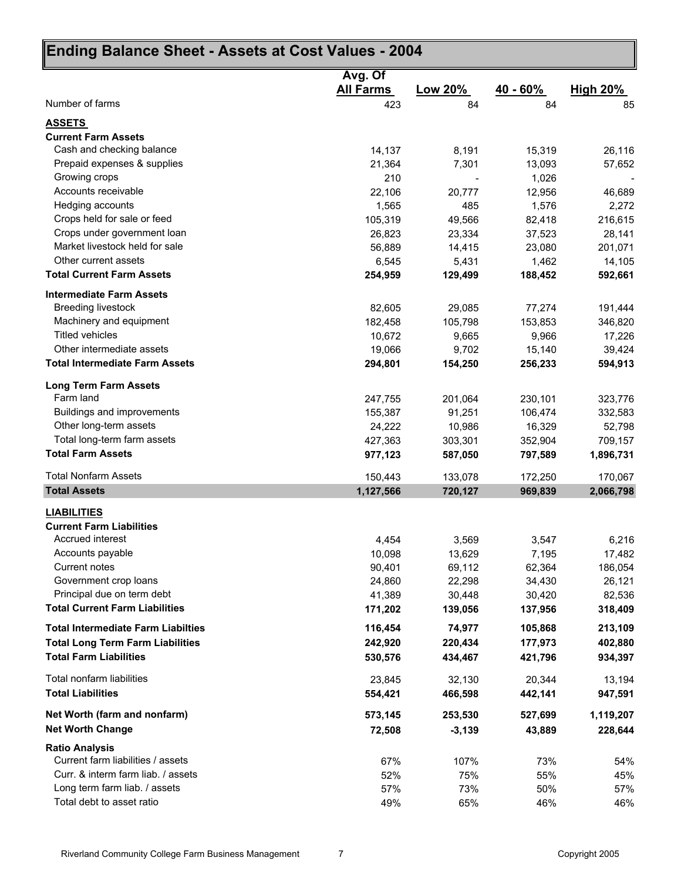# Ending Balance Sheet - Assets at Cost Values - 2004

| | Avg. Of All Farms | Low 20% | 40 - 60% | High 20% |
|---|---|---|---|---|
| Number of farms | 423 | 84 | 84 | 85 |
| **ASSETS** | | | | |
| **Current Farm Assets** | | | | |
| Cash and checking balance | 14,137 | 8,191 | 15,319 | 26,116 |
| Prepaid expenses & supplies | 21,364 | 7,301 | 13,093 | 57,652 |
| Growing crops | 210 | - | 1,026 | - |
| Accounts receivable | 22,106 | 20,777 | 12,956 | 46,689 |
| Hedging accounts | 1,565 | 485 | 1,576 | 2,272 |
| Crops held for sale or feed | 105,319 | 49,566 | 82,418 | 216,615 |
| Crops under government loan | 26,823 | 23,334 | 37,523 | 28,141 |
| Market livestock held for sale | 56,889 | 14,415 | 23,080 | 201,071 |
| Other current assets | 6,545 | 5,431 | 1,462 | 14,105 |
| **Total Current Farm Assets** | **254,959** | **129,499** | **188,452** | **592,661** |
| **Intermediate Farm Assets** | | | | |
| Breeding livestock | 82,605 | 29,085 | 77,274 | 191,444 |
| Machinery and equipment | 182,458 | 105,798 | 153,853 | 346,820 |
| Titled vehicles | 10,672 | 9,665 | 9,966 | 17,226 |
| Other intermediate assets | 19,066 | 9,702 | 15,140 | 39,424 |
| **Total Intermediate Farm Assets** | **294,801** | **154,250** | **256,233** | **594,913** |
| **Long Term Farm Assets** | | | | |
| Farm land | 247,755 | 201,064 | 230,101 | 323,776 |
| Buildings and improvements | 155,387 | 91,251 | 106,474 | 332,583 |
| Other long-term assets | 24,222 | 10,986 | 16,329 | 52,798 |
| Total long-term farm assets | 427,363 | 303,301 | 352,904 | 709,157 |
| **Total Farm Assets** | **977,123** | **587,050** | **797,589** | **1,896,731** |
| Total Nonfarm Assets | 150,443 | 133,078 | 172,250 | 170,067 |
| **Total Assets** | **1,127,566** | **720,127** | **969,839** | **2,066,798** |
| **LIABILITIES** | | | | |
| **Current Farm Liabilities** | | | | |
| Accrued interest | 4,454 | 3,569 | 3,547 | 6,216 |
| Accounts payable | 10,098 | 13,629 | 7,195 | 17,482 |
| Current notes | 90,401 | 69,112 | 62,364 | 186,054 |
| Government crop loans | 24,860 | 22,298 | 34,430 | 26,121 |
| Principal due on term debt | 41,389 | 30,448 | 30,420 | 82,536 |
| **Total Current Farm Liabilities** | **171,202** | **139,056** | **137,956** | **318,409** |
| **Total Intermediate Farm Liabilties** | **116,454** | **74,977** | **105,868** | **213,109** |
| **Total Long Term Farm Liabilities** | **242,920** | **220,434** | **177,973** | **402,880** |
| **Total Farm Liabilities** | **530,576** | **434,467** | **421,796** | **934,397** |
| Total nonfarm liabilities | 23,845 | 32,130 | 20,344 | 13,194 |
| **Total Liabilities** | **554,421** | **466,598** | **442,141** | **947,591** |
| **Net Worth (farm and nonfarm)** | **573,145** | **253,530** | **527,699** | **1,119,207** |
| **Net Worth Change** | **72,508** | **-3,139** | **43,889** | **228,644** |
| **Ratio Analysis** | | | | |
| Current farm liabilities / assets | 67% | 107% | 73% | 54% |
| Curr. & interm farm liab. / assets | 52% | 75% | 55% | 45% |
| Long term farm liab. / assets | 57% | 73% | 50% | 57% |
| Total debt to asset ratio | 49% | 65% | 46% | 46% |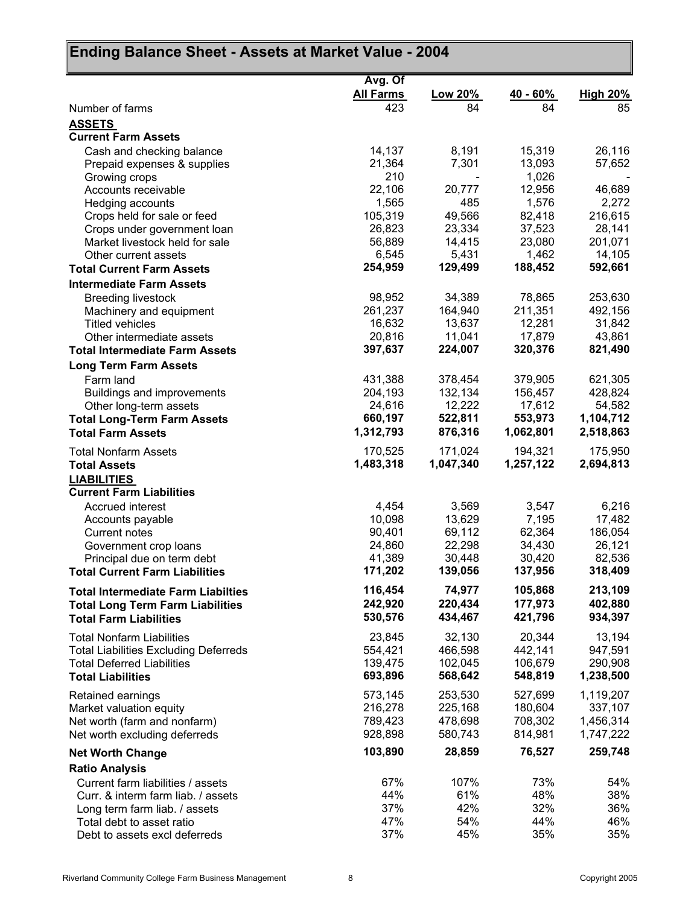## Ending Balance Sheet - Assets at Market Value - 2004

| | Avg. Of All Farms | Low 20% | 40 - 60% | High 20% |
|---|---|---|---|---|
| Number of farms | 423 | 84 | 84 | 85 |
| **ASSETS** | | | | |
| **Current Farm Assets** | | | | |
| Cash and checking balance | 14,137 | 8,191 | 15,319 | 26,116 |
| Prepaid expenses & supplies | 21,364 | 7,301 | 13,093 | 57,652 |
| Growing crops | 210 | - | 1,026 | - |
| Accounts receivable | 22,106 | 20,777 | 12,956 | 46,689 |
| Hedging accounts | 1,565 | 485 | 1,576 | 2,272 |
| Crops held for sale or feed | 105,319 | 49,566 | 82,418 | 216,615 |
| Crops under government loan | 26,823 | 23,334 | 37,523 | 28,141 |
| Market livestock held for sale | 56,889 | 14,415 | 23,080 | 201,071 |
| Other current assets | 6,545 | 5,431 | 1,462 | 14,105 |
| **Total Current Farm Assets** | **254,959** | **129,499** | **188,452** | **592,661** |
| **Intermediate Farm Assets** | | | | |
| Breeding livestock | 98,952 | 34,389 | 78,865 | 253,630 |
| Machinery and equipment | 261,237 | 164,940 | 211,351 | 492,156 |
| Titled vehicles | 16,632 | 13,637 | 12,281 | 31,842 |
| Other intermediate assets | 20,816 | 11,041 | 17,879 | 43,861 |
| **Total Intermediate Farm Assets** | **397,637** | **224,007** | **320,376** | **821,490** |
| **Long Term Farm Assets** | | | | |
| Farm land | 431,388 | 378,454 | 379,905 | 621,305 |
| Buildings and improvements | 204,193 | 132,134 | 156,457 | 428,824 |
| Other long-term assets | 24,616 | 12,222 | 17,612 | 54,582 |
| **Total Long-Term Farm Assets** | **660,197** | **522,811** | **553,973** | **1,104,712** |
| **Total Farm Assets** | **1,312,793** | **876,316** | **1,062,801** | **2,518,863** |
| Total Nonfarm Assets | 170,525 | 171,024 | 194,321 | 175,950 |
| **Total Assets** | **1,483,318** | **1,047,340** | **1,257,122** | **2,694,813** |
| **LIABILITIES** | | | | |
| **Current Farm Liabilities** | | | | |
| Accrued interest | 4,454 | 3,569 | 3,547 | 6,216 |
| Accounts payable | 10,098 | 13,629 | 7,195 | 17,482 |
| Current notes | 90,401 | 69,112 | 62,364 | 186,054 |
| Government crop loans | 24,860 | 22,298 | 34,430 | 26,121 |
| Principal due on term debt | 41,389 | 30,448 | 30,420 | 82,536 |
| **Total Current Farm Liabilities** | **171,202** | **139,056** | **137,956** | **318,409** |
| **Total Intermediate Farm Liabilties** | **116,454** | **74,977** | **105,868** | **213,109** |
| **Total Long Term Farm Liabilities** | **242,920** | **220,434** | **177,973** | **402,880** |
| **Total Farm Liabilities** | **530,576** | **434,467** | **421,796** | **934,397** |
| Total Nonfarm Liabilities | 23,845 | 32,130 | 20,344 | 13,194 |
| Total Liabilities Excluding Deferreds | 554,421 | 466,598 | 442,141 | 947,591 |
| Total Deferred Liabilities | 139,475 | 102,045 | 106,679 | 290,908 |
| **Total Liabilities** | **693,896** | **568,642** | **548,819** | **1,238,500** |
| Retained earnings | 573,145 | 253,530 | 527,699 | 1,119,207 |
| Market valuation equity | 216,278 | 225,168 | 180,604 | 337,107 |
| Net worth (farm and nonfarm) | 789,423 | 478,698 | 708,302 | 1,456,314 |
| Net worth excluding deferreds | 928,898 | 580,743 | 814,981 | 1,747,222 |
| **Net Worth Change** | **103,890** | **28,859** | **76,527** | **259,748** |
| **Ratio Analysis** | | | | |
| Current farm liabilities / assets | 67% | 107% | 73% | 54% |
| Curr. & interm farm liab. / assets | 44% | 61% | 48% | 38% |
| Long term farm liab. / assets | 37% | 42% | 32% | 36% |
| Total debt to asset ratio | 47% | 54% | 44% | 46% |
| Debt to assets excl deferreds | 37% | 45% | 35% | 35% |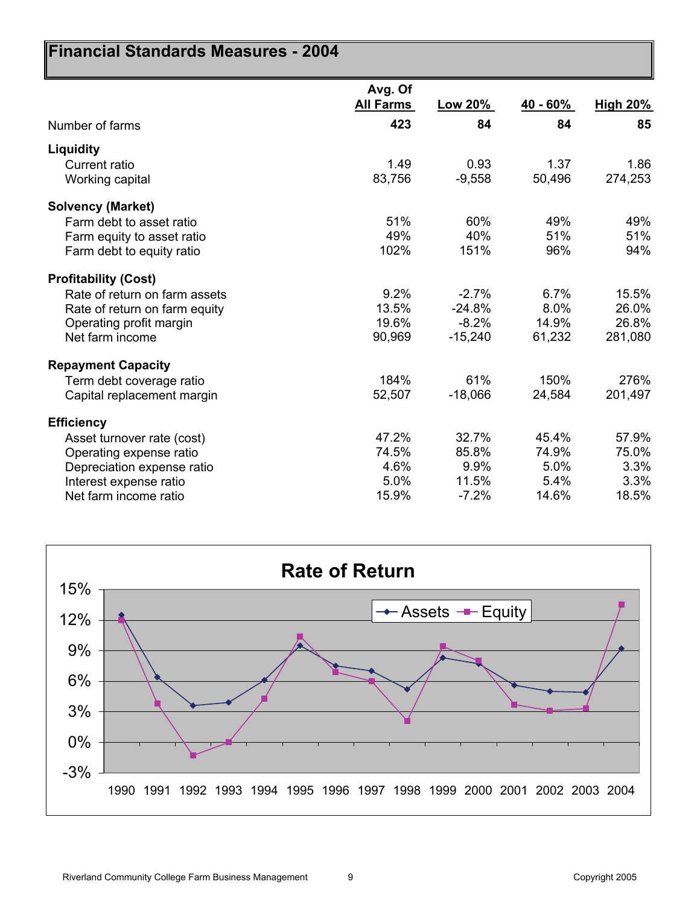# Financial Standards Measures - 2004

| | Avg. Of All Farms | Low 20% | 40 - 60% | High 20% |
|---|---|---|---|---|
| Number of farms | **423** | **84** | **84** | **85** |
| **Liquidity** | | | | |
| Current ratio | 1.49 | 0.93 | 1.37 | 1.86 |
| Working capital | 83,756 | -9,558 | 50,496 | 274,253 |
| **Solvency (Market)** | | | | |
| Farm debt to asset ratio | 51% | 60% | 49% | 49% |
| Farm equity to asset ratio | 49% | 40% | 51% | 51% |
| Farm debt to equity ratio | 102% | 151% | 96% | 94% |
| **Profitability (Cost)** | | | | |
| Rate of return on farm assets | 9.2% | -2.7% | 6.7% | 15.5% |
| Rate of return on farm equity | 13.5% | -24.8% | 8.0% | 26.0% |
| Operating profit margin | 19.6% | -8.2% | 14.9% | 26.8% |
| Net farm income | 90,969 | -15,240 | 61,232 | 281,080 |
| **Repayment Capacity** | | | | |
| Term debt coverage ratio | 184% | 61% | 150% | 276% |
| Capital replacement margin | 52,507 | -18,066 | 24,584 | 201,497 |
| **Efficiency** | | | | |
| Asset turnover rate (cost) | 47.2% | 32.7% | 45.4% | 57.9% |
| Operating expense ratio | 74.5% | 85.8% | 74.9% | 75.0% |
| Depreciation expense ratio | 4.6% | 9.9% | 5.0% | 3.3% |
| Interest expense ratio | 5.0% | 11.5% | 5.4% | 3.3% |
| Net farm income ratio | 15.9% | -7.2% | 14.6% | 18.5% |

## Rate of Return

Legend: Assets, Equity

Y-axis: -3%, 0%, 3%, 6%, 9%, 12%, 15%

X-axis: 1990, 1991, 1992, 1993, 1994, 1995, 1996, 1997, 1998, 1999, 2000, 2001, 2002, 2003, 2004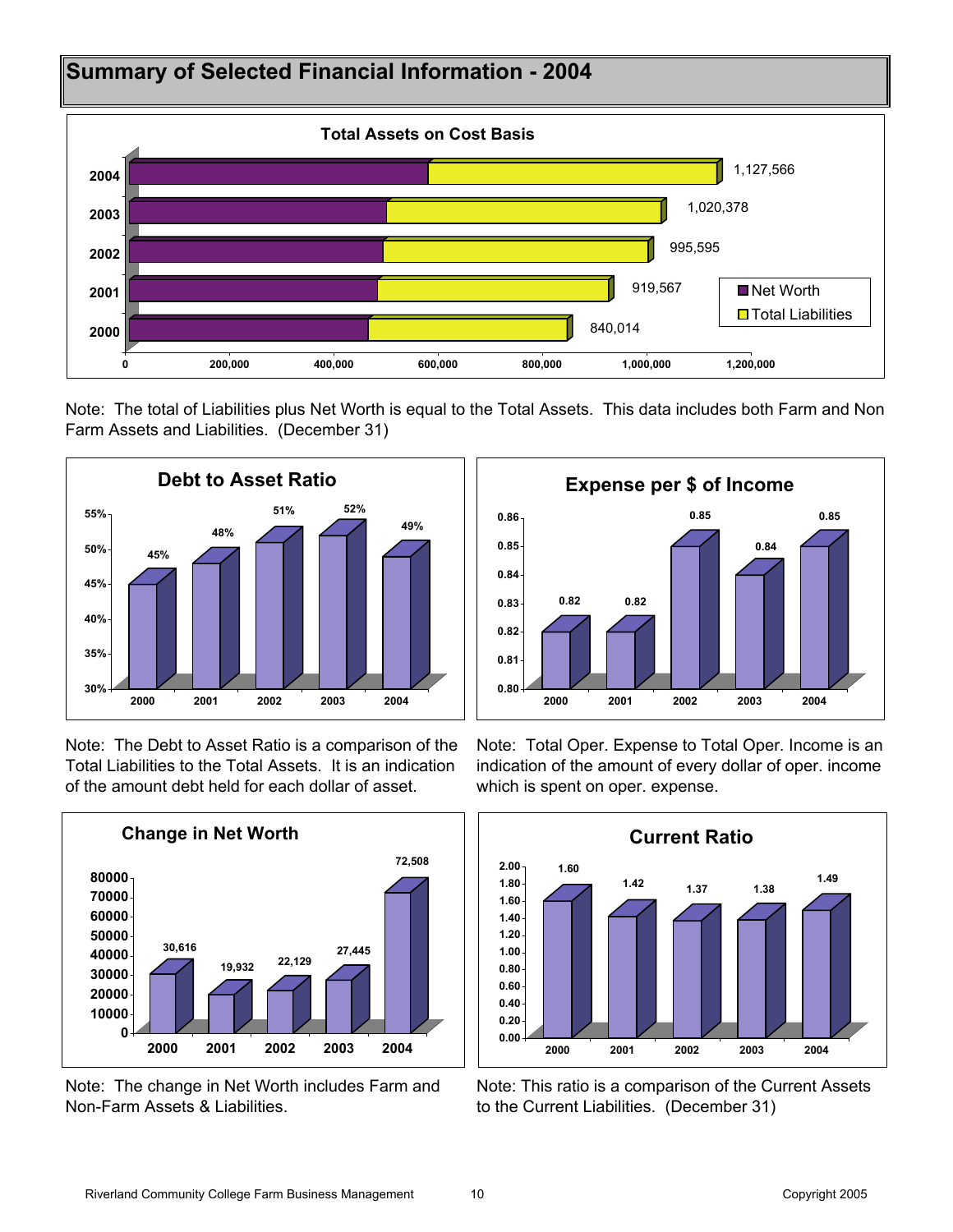## Summary of Selected Financial Information - 2004

**Total Assets on Cost Basis**

| Year | Total Assets |
|---|---|
| 2004 | 1,127,566 |
| 2003 | 1,020,378 |
| 2002 | 995,595 |
| 2001 | 919,567 |
| 2000 | 840,014 |

Note: The total of Liabilities plus Net Worth is equal to the Total Assets. This data includes both Farm and Non Farm Assets and Liabilities. (December 31)

**Debt to Asset Ratio**

| 2000 | 2001 | 2002 | 2003 | 2004 |
|---|---|---|---|---|
| 45% | 48% | 51% | 52% | 49% |

Note: The Debt to Asset Ratio is a comparison of the Total Liabilities to the Total Assets. It is an indication of the amount debt held for each dollar of asset.

**Expense per $ of Income**

| 2000 | 2001 | 2002 | 2003 | 2004 |
|---|---|---|---|---|
| 0.82 | 0.82 | 0.85 | 0.84 | 0.85 |

Note: Total Oper. Expense to Total Oper. Income is an indication of the amount of every dollar of oper. income which is spent on oper. expense.

**Change in Net Worth**

| 2000 | 2001 | 2002 | 2003 | 2004 |
|---|---|---|---|---|
| 30,616 | 19,932 | 22,129 | 27,445 | 72,508 |

Note: The change in Net Worth includes Farm and Non-Farm Assets & Liabilities.

**Current Ratio**

| 2000 | 2001 | 2002 | 2003 | 2004 |
|---|---|---|---|---|
| 1.60 | 1.42 | 1.37 | 1.38 | 1.49 |

Note: This ratio is a comparison of the Current Assets to the Current Liabilities. (December 31)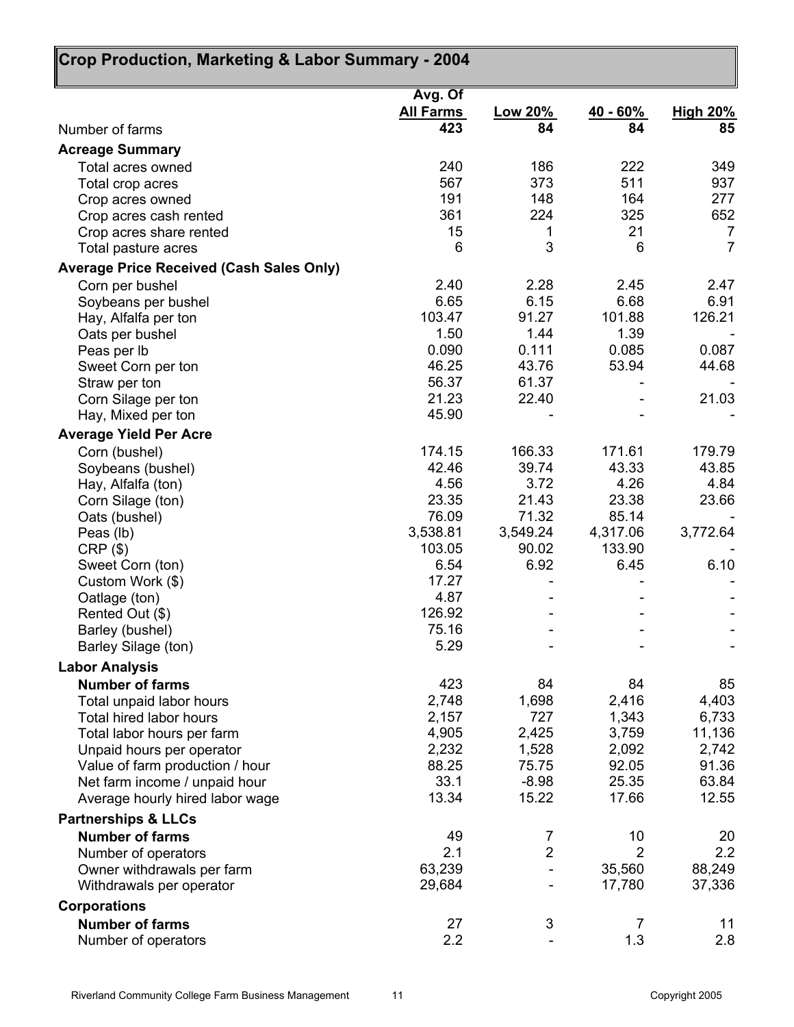## Crop Production, Marketing & Labor Summary - 2004

| | Avg. Of All Farms | Low 20% | 40 - 60% | High 20% |
|---|---|---|---|---|
| Number of farms | 423 | 84 | 84 | 85 |
| **Acreage Summary** | | | | |
| Total acres owned | 240 | 186 | 222 | 349 |
| Total crop acres | 567 | 373 | 511 | 937 |
| Crop acres owned | 191 | 148 | 164 | 277 |
| Crop acres cash rented | 361 | 224 | 325 | 652 |
| Crop acres share rented | 15 | 1 | 21 | 7 |
| Total pasture acres | 6 | 3 | 6 | 7 |
| **Average Price Received (Cash Sales Only)** | | | | |
| Corn per bushel | 2.40 | 2.28 | 2.45 | 2.47 |
| Soybeans per bushel | 6.65 | 6.15 | 6.68 | 6.91 |
| Hay, Alfalfa per ton | 103.47 | 91.27 | 101.88 | 126.21 |
| Oats per bushel | 1.50 | 1.44 | 1.39 | - |
| Peas per lb | 0.090 | 0.111 | 0.085 | 0.087 |
| Sweet Corn per ton | 46.25 | 43.76 | 53.94 | 44.68 |
| Straw per ton | 56.37 | 61.37 | - | - |
| Corn Silage per ton | 21.23 | 22.40 | - | 21.03 |
| Hay, Mixed per ton | 45.90 | - | - | - |
| **Average Yield Per Acre** | | | | |
| Corn (bushel) | 174.15 | 166.33 | 171.61 | 179.79 |
| Soybeans (bushel) | 42.46 | 39.74 | 43.33 | 43.85 |
| Hay, Alfalfa (ton) | 4.56 | 3.72 | 4.26 | 4.84 |
| Corn Silage (ton) | 23.35 | 21.43 | 23.38 | 23.66 |
| Oats (bushel) | 76.09 | 71.32 | 85.14 | - |
| Peas (lb) | 3,538.81 | 3,549.24 | 4,317.06 | 3,772.64 |
| CRP ($) | 103.05 | 90.02 | 133.90 | - |
| Sweet Corn (ton) | 6.54 | 6.92 | 6.45 | 6.10 |
| Custom Work ($) | 17.27 | - | - | - |
| Oatlage (ton) | 4.87 | - | - | - |
| Rented Out ($) | 126.92 | - | - | - |
| Barley (bushel) | 75.16 | - | - | - |
| Barley Silage (ton) | 5.29 | - | - | - |
| **Labor Analysis** | | | | |
| **Number of farms** | 423 | 84 | 84 | 85 |
| Total unpaid labor hours | 2,748 | 1,698 | 2,416 | 4,403 |
| Total hired labor hours | 2,157 | 727 | 1,343 | 6,733 |
| Total labor hours per farm | 4,905 | 2,425 | 3,759 | 11,136 |
| Unpaid hours per operator | 2,232 | 1,528 | 2,092 | 2,742 |
| Value of farm production / hour | 88.25 | 75.75 | 92.05 | 91.36 |
| Net farm income / unpaid hour | 33.1 | -8.98 | 25.35 | 63.84 |
| Average hourly hired labor wage | 13.34 | 15.22 | 17.66 | 12.55 |
| **Partnerships & LLCs** | | | | |
| **Number of farms** | 49 | 7 | 10 | 20 |
| Number of operators | 2.1 | 2 | 2 | 2.2 |
| Owner withdrawals per farm | 63,239 | - | 35,560 | 88,249 |
| Withdrawals per operator | 29,684 | - | 17,780 | 37,336 |
| **Corporations** | | | | |
| **Number of farms** | 27 | 3 | 7 | 11 |
| Number of operators | 2.2 | - | 1.3 | 2.8 |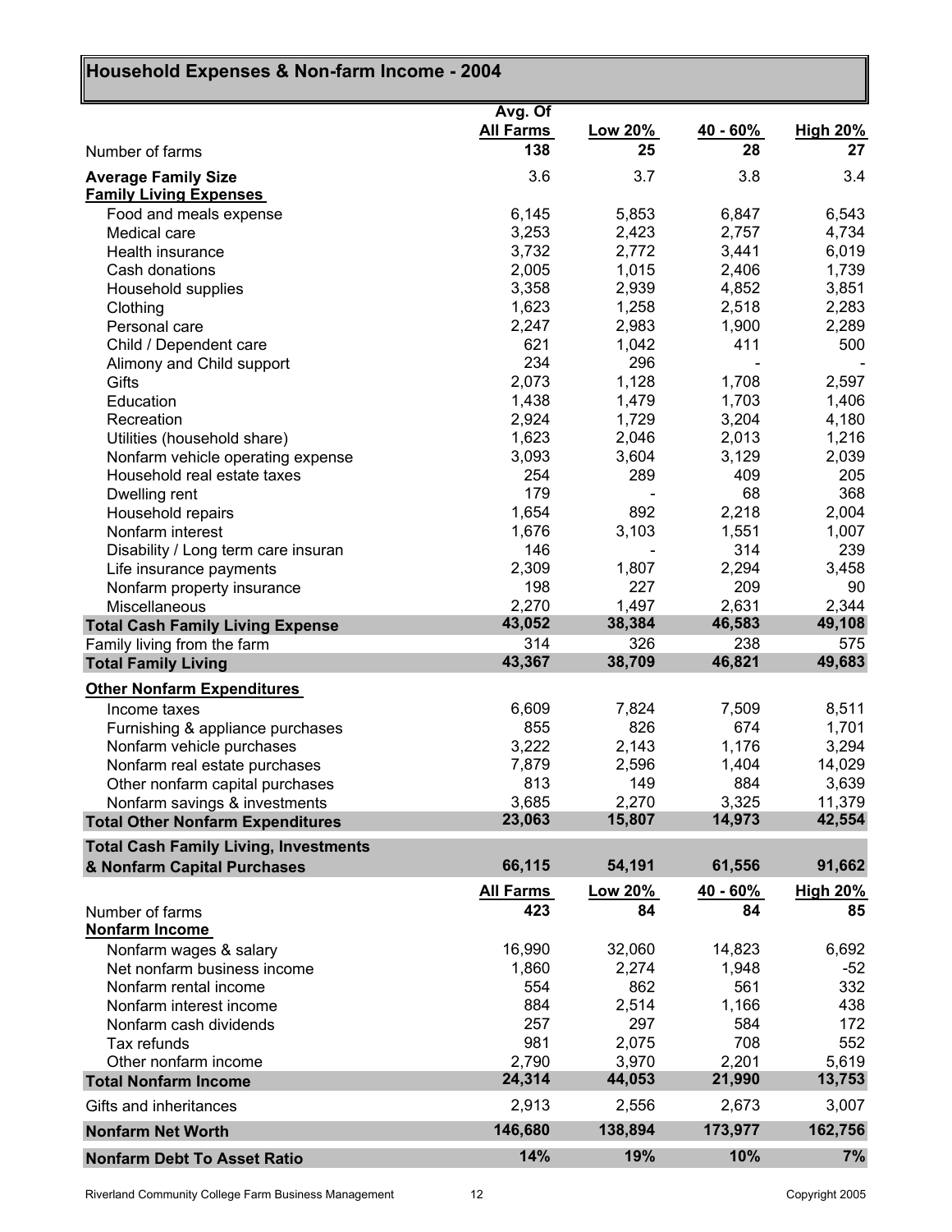## Household Expenses & Non-farm Income - 2004

| | Avg. Of All Farms | Low 20% | 40 - 60% | High 20% |
|---|---|---|---|---|
| Number of farms | 138 | 25 | 28 | 27 |
| **Average Family Size** | 3.6 | 3.7 | 3.8 | 3.4 |
| **Family Living Expenses** | | | | |
| Food and meals expense | 6,145 | 5,853 | 6,847 | 6,543 |
| Medical care | 3,253 | 2,423 | 2,757 | 4,734 |
| Health insurance | 3,732 | 2,772 | 3,441 | 6,019 |
| Cash donations | 2,005 | 1,015 | 2,406 | 1,739 |
| Household supplies | 3,358 | 2,939 | 4,852 | 3,851 |
| Clothing | 1,623 | 1,258 | 2,518 | 2,283 |
| Personal care | 2,247 | 2,983 | 1,900 | 2,289 |
| Child / Dependent care | 621 | 1,042 | 411 | 500 |
| Alimony and Child support | 234 | 296 | - | - |
| Gifts | 2,073 | 1,128 | 1,708 | 2,597 |
| Education | 1,438 | 1,479 | 1,703 | 1,406 |
| Recreation | 2,924 | 1,729 | 3,204 | 4,180 |
| Utilities (household share) | 1,623 | 2,046 | 2,013 | 1,216 |
| Nonfarm vehicle operating expense | 3,093 | 3,604 | 3,129 | 2,039 |
| Household real estate taxes | 254 | 289 | 409 | 205 |
| Dwelling rent | 179 | - | 68 | 368 |
| Household repairs | 1,654 | 892 | 2,218 | 2,004 |
| Nonfarm interest | 1,676 | 3,103 | 1,551 | 1,007 |
| Disability / Long term care insuran | 146 | - | 314 | 239 |
| Life insurance payments | 2,309 | 1,807 | 2,294 | 3,458 |
| Nonfarm property insurance | 198 | 227 | 209 | 90 |
| Miscellaneous | 2,270 | 1,497 | 2,631 | 2,344 |
| **Total Cash Family Living Expense** | **43,052** | **38,384** | **46,583** | **49,108** |
| Family living from the farm | 314 | 326 | 238 | 575 |
| **Total Family Living** | **43,367** | **38,709** | **46,821** | **49,683** |
| **Other Nonfarm Expenditures** | | | | |
| Income taxes | 6,609 | 7,824 | 7,509 | 8,511 |
| Furnishing & appliance purchases | 855 | 826 | 674 | 1,701 |
| Nonfarm vehicle purchases | 3,222 | 2,143 | 1,176 | 3,294 |
| Nonfarm real estate purchases | 7,879 | 2,596 | 1,404 | 14,029 |
| Other nonfarm capital purchases | 813 | 149 | 884 | 3,639 |
| Nonfarm savings & investments | 3,685 | 2,270 | 3,325 | 11,379 |
| **Total Other Nonfarm Expenditures** | **23,063** | **15,807** | **14,973** | **42,554** |
| **Total Cash Family Living, Investments & Nonfarm Capital Purchases** | **66,115** | **54,191** | **61,556** | **91,662** |

| | All Farms | Low 20% | 40 - 60% | High 20% |
|---|---|---|---|---|
| Number of farms | 423 | 84 | 84 | 85 |
| **Nonfarm Income** | | | | |
| Nonfarm wages & salary | 16,990 | 32,060 | 14,823 | 6,692 |
| Net nonfarm business income | 1,860 | 2,274 | 1,948 | -52 |
| Nonfarm rental income | 554 | 862 | 561 | 332 |
| Nonfarm interest income | 884 | 2,514 | 1,166 | 438 |
| Nonfarm cash dividends | 257 | 297 | 584 | 172 |
| Tax refunds | 981 | 2,075 | 708 | 552 |
| Other nonfarm income | 2,790 | 3,970 | 2,201 | 5,619 |
| **Total Nonfarm Income** | **24,314** | **44,053** | **21,990** | **13,753** |
| Gifts and inheritances | 2,913 | 2,556 | 2,673 | 3,007 |
| **Nonfarm Net Worth** | **146,680** | **138,894** | **173,977** | **162,756** |
| **Nonfarm Debt To Asset Ratio** | **14%** | **19%** | **10%** | **7%** |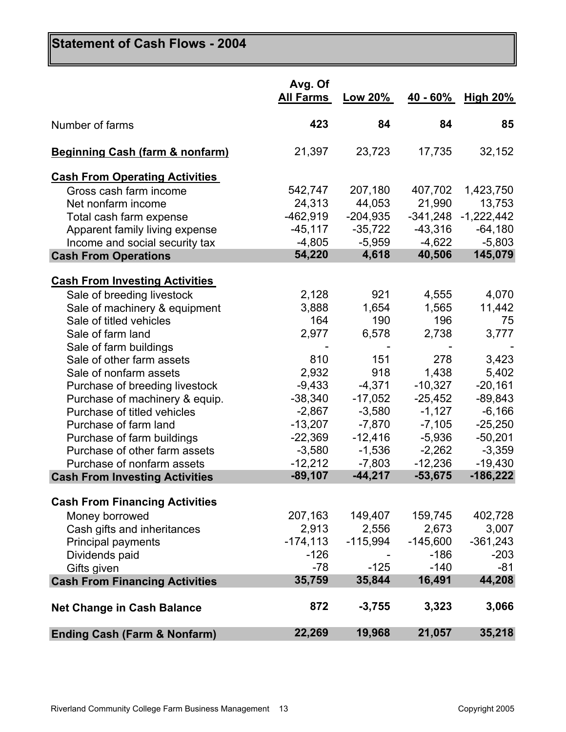# Statement of Cash Flows - 2004

| | Avg. Of All Farms | Low 20% | 40 - 60% | High 20% |
|---|---|---|---|---|
| Number of farms | **423** | **84** | **84** | **85** |
| **Beginning Cash (farm & nonfarm)** | 21,397 | 23,723 | 17,735 | 32,152 |
| **Cash From Operating Activities** | | | | |
| Gross cash farm income | 542,747 | 207,180 | 407,702 | 1,423,750 |
| Net nonfarm income | 24,313 | 44,053 | 21,990 | 13,753 |
| Total cash farm expense | -462,919 | -204,935 | -341,248 | -1,222,442 |
| Apparent family living expense | -45,117 | -35,722 | -43,316 | -64,180 |
| Income and social security tax | -4,805 | -5,959 | -4,622 | -5,803 |
| **Cash From Operations** | **54,220** | **4,618** | **40,506** | **145,079** |
| **Cash From Investing Activities** | | | | |
| Sale of breeding livestock | 2,128 | 921 | 4,555 | 4,070 |
| Sale of machinery & equipment | 3,888 | 1,654 | 1,565 | 11,442 |
| Sale of titled vehicles | 164 | 190 | 196 | 75 |
| Sale of farm land | 2,977 | 6,578 | 2,738 | 3,777 |
| Sale of farm buildings | - | - | - | - |
| Sale of other farm assets | 810 | 151 | 278 | 3,423 |
| Sale of nonfarm assets | 2,932 | 918 | 1,438 | 5,402 |
| Purchase of breeding livestock | -9,433 | -4,371 | -10,327 | -20,161 |
| Purchase of machinery & equip. | -38,340 | -17,052 | -25,452 | -89,843 |
| Purchase of titled vehicles | -2,867 | -3,580 | -1,127 | -6,166 |
| Purchase of farm land | -13,207 | -7,870 | -7,105 | -25,250 |
| Purchase of farm buildings | -22,369 | -12,416 | -5,936 | -50,201 |
| Purchase of other farm assets | -3,580 | -1,536 | -2,262 | -3,359 |
| Purchase of nonfarm assets | -12,212 | -7,803 | -12,236 | -19,430 |
| **Cash From Investing Activities** | **-89,107** | **-44,217** | **-53,675** | **-186,222** |
| **Cash From Financing Activities** | | | | |
| Money borrowed | 207,163 | 149,407 | 159,745 | 402,728 |
| Cash gifts and inheritances | 2,913 | 2,556 | 2,673 | 3,007 |
| Principal payments | -174,113 | -115,994 | -145,600 | -361,243 |
| Dividends paid | -126 | - | -186 | -203 |
| Gifts given | -78 | -125 | -140 | -81 |
| **Cash From Financing Activities** | **35,759** | **35,844** | **16,491** | **44,208** |
| **Net Change in Cash Balance** | **872** | **-3,755** | **3,323** | **3,066** |
| **Ending Cash (Farm & Nonfarm)** | **22,269** | **19,968** | **21,057** | **35,218** |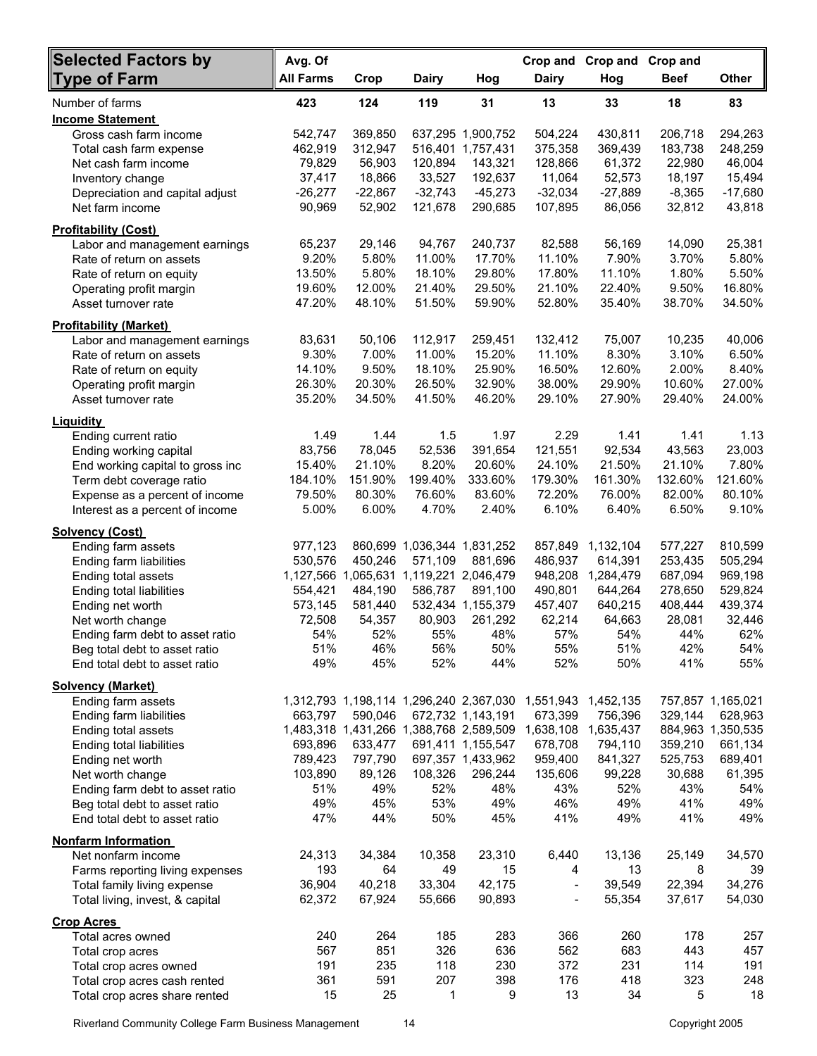| Selected Factors by Type of Farm | Avg. Of All Farms | Crop | Dairy | Hog | Crop and Dairy | Crop and Hog | Crop and Beef | Other |
|---|---|---|---|---|---|---|---|---|
| Number of farms | 423 | 124 | 119 | 31 | 13 | 33 | 18 | 83 |
| **Income Statement** | | | | | | | | |
| Gross cash farm income | 542,747 | 369,850 | 637,295 | 1,900,752 | 504,224 | 430,811 | 206,718 | 294,263 |
| Total cash farm expense | 462,919 | 312,947 | 516,401 | 1,757,431 | 375,358 | 369,439 | 183,738 | 248,259 |
| Net cash farm income | 79,829 | 56,903 | 120,894 | 143,321 | 128,866 | 61,372 | 22,980 | 46,004 |
| Inventory change | 37,417 | 18,866 | 33,527 | 192,637 | 11,064 | 52,573 | 18,197 | 15,494 |
| Depreciation and capital adjust | -26,277 | -22,867 | -32,743 | -45,273 | -32,034 | -27,889 | -8,365 | -17,680 |
| Net farm income | 90,969 | 52,902 | 121,678 | 290,685 | 107,895 | 86,056 | 32,812 | 43,818 |
| **Profitability (Cost)** | | | | | | | | |
| Labor and management earnings | 65,237 | 29,146 | 94,767 | 240,737 | 82,588 | 56,169 | 14,090 | 25,381 |
| Rate of return on assets | 9.20% | 5.80% | 11.00% | 17.70% | 11.10% | 7.90% | 3.70% | 5.80% |
| Rate of return on equity | 13.50% | 5.80% | 18.10% | 29.80% | 17.80% | 11.10% | 1.80% | 5.50% |
| Operating profit margin | 19.60% | 12.00% | 21.40% | 29.50% | 21.10% | 22.40% | 9.50% | 16.80% |
| Asset turnover rate | 47.20% | 48.10% | 51.50% | 59.90% | 52.80% | 35.40% | 38.70% | 34.50% |
| **Profitability (Market)** | | | | | | | | |
| Labor and management earnings | 83,631 | 50,106 | 112,917 | 259,451 | 132,412 | 75,007 | 10,235 | 40,006 |
| Rate of return on assets | 9.30% | 7.00% | 11.00% | 15.20% | 11.10% | 8.30% | 3.10% | 6.50% |
| Rate of return on equity | 14.10% | 9.50% | 18.10% | 25.90% | 16.50% | 12.60% | 2.00% | 8.40% |
| Operating profit margin | 26.30% | 20.30% | 26.50% | 32.90% | 38.00% | 29.90% | 10.60% | 27.00% |
| Asset turnover rate | 35.20% | 34.50% | 41.50% | 46.20% | 29.10% | 27.90% | 29.40% | 24.00% |
| **Liquidity** | | | | | | | | |
| Ending current ratio | 1.49 | 1.44 | 1.5 | 1.97 | 2.29 | 1.41 | 1.41 | 1.13 |
| Ending working capital | 83,756 | 78,045 | 52,536 | 391,654 | 121,551 | 92,534 | 43,563 | 23,003 |
| End working capital to gross inc | 15.40% | 21.10% | 8.20% | 20.60% | 24.10% | 21.50% | 21.10% | 7.80% |
| Term debt coverage ratio | 184.10% | 151.90% | 199.40% | 333.60% | 179.30% | 161.30% | 132.60% | 121.60% |
| Expense as a percent of income | 79.50% | 80.30% | 76.60% | 83.60% | 72.20% | 76.00% | 82.00% | 80.10% |
| Interest as a percent of income | 5.00% | 6.00% | 4.70% | 2.40% | 6.10% | 6.40% | 6.50% | 9.10% |
| **Solvency (Cost)** | | | | | | | | |
| Ending farm assets | 977,123 | 860,699 | 1,036,344 | 1,831,252 | 857,849 | 1,132,104 | 577,227 | 810,599 |
| Ending farm liabilities | 530,576 | 450,246 | 571,109 | 881,696 | 486,937 | 614,391 | 253,435 | 505,294 |
| Ending total assets | 1,127,566 | 1,065,631 | 1,119,221 | 2,046,479 | 948,208 | 1,284,479 | 687,094 | 969,198 |
| Ending total liabilities | 554,421 | 484,190 | 586,787 | 891,100 | 490,801 | 644,264 | 278,650 | 529,824 |
| Ending net worth | 573,145 | 581,440 | 532,434 | 1,155,379 | 457,407 | 640,215 | 408,444 | 439,374 |
| Net worth change | 72,508 | 54,357 | 80,903 | 261,292 | 62,214 | 64,663 | 28,081 | 32,446 |
| Ending farm debt to asset ratio | 54% | 52% | 55% | 48% | 57% | 54% | 44% | 62% |
| Beg total debt to asset ratio | 51% | 46% | 56% | 50% | 55% | 51% | 42% | 54% |
| End total debt to asset ratio | 49% | 45% | 52% | 44% | 52% | 50% | 41% | 55% |
| **Solvency (Market)** | | | | | | | | |
| Ending farm assets | 1,312,793 | 1,198,114 | 1,296,240 | 2,367,030 | 1,551,943 | 1,452,135 | 757,857 | 1,165,021 |
| Ending farm liabilities | 663,797 | 590,046 | 672,732 | 1,143,191 | 673,399 | 756,396 | 329,144 | 628,963 |
| Ending total assets | 1,483,318 | 1,431,266 | 1,388,768 | 2,589,509 | 1,638,108 | 1,635,437 | 884,963 | 1,350,535 |
| Ending total liabilities | 693,896 | 633,477 | 691,411 | 1,155,547 | 678,708 | 794,110 | 359,210 | 661,134 |
| Ending net worth | 789,423 | 797,790 | 697,357 | 1,433,962 | 959,400 | 841,327 | 525,753 | 689,401 |
| Net worth change | 103,890 | 89,126 | 108,326 | 296,244 | 135,606 | 99,228 | 30,688 | 61,395 |
| Ending farm debt to asset ratio | 51% | 49% | 52% | 48% | 43% | 52% | 43% | 54% |
| Beg total debt to asset ratio | 49% | 45% | 53% | 49% | 46% | 49% | 41% | 49% |
| End total debt to asset ratio | 47% | 44% | 50% | 45% | 41% | 49% | 41% | 49% |
| **Nonfarm Information** | | | | | | | | |
| Net nonfarm income | 24,313 | 34,384 | 10,358 | 23,310 | 6,440 | 13,136 | 25,149 | 34,570 |
| Farms reporting living expenses | 193 | 64 | 49 | 15 | 4 | 13 | 8 | 39 |
| Total family living expense | 36,904 | 40,218 | 33,304 | 42,175 | - | 39,549 | 22,394 | 34,276 |
| Total living, invest, & capital | 62,372 | 67,924 | 55,666 | 90,893 | - | 55,354 | 37,617 | 54,030 |
| **Crop Acres** | | | | | | | | |
| Total acres owned | 240 | 264 | 185 | 283 | 366 | 260 | 178 | 257 |
| Total crop acres | 567 | 851 | 326 | 636 | 562 | 683 | 443 | 457 |
| Total crop acres owned | 191 | 235 | 118 | 230 | 372 | 231 | 114 | 191 |
| Total crop acres cash rented | 361 | 591 | 207 | 398 | 176 | 418 | 323 | 248 |
| Total crop acres share rented | 15 | 25 | 1 | 9 | 13 | 34 | 5 | 18 |

Riverland Community College Farm Business Management — Copyright 2005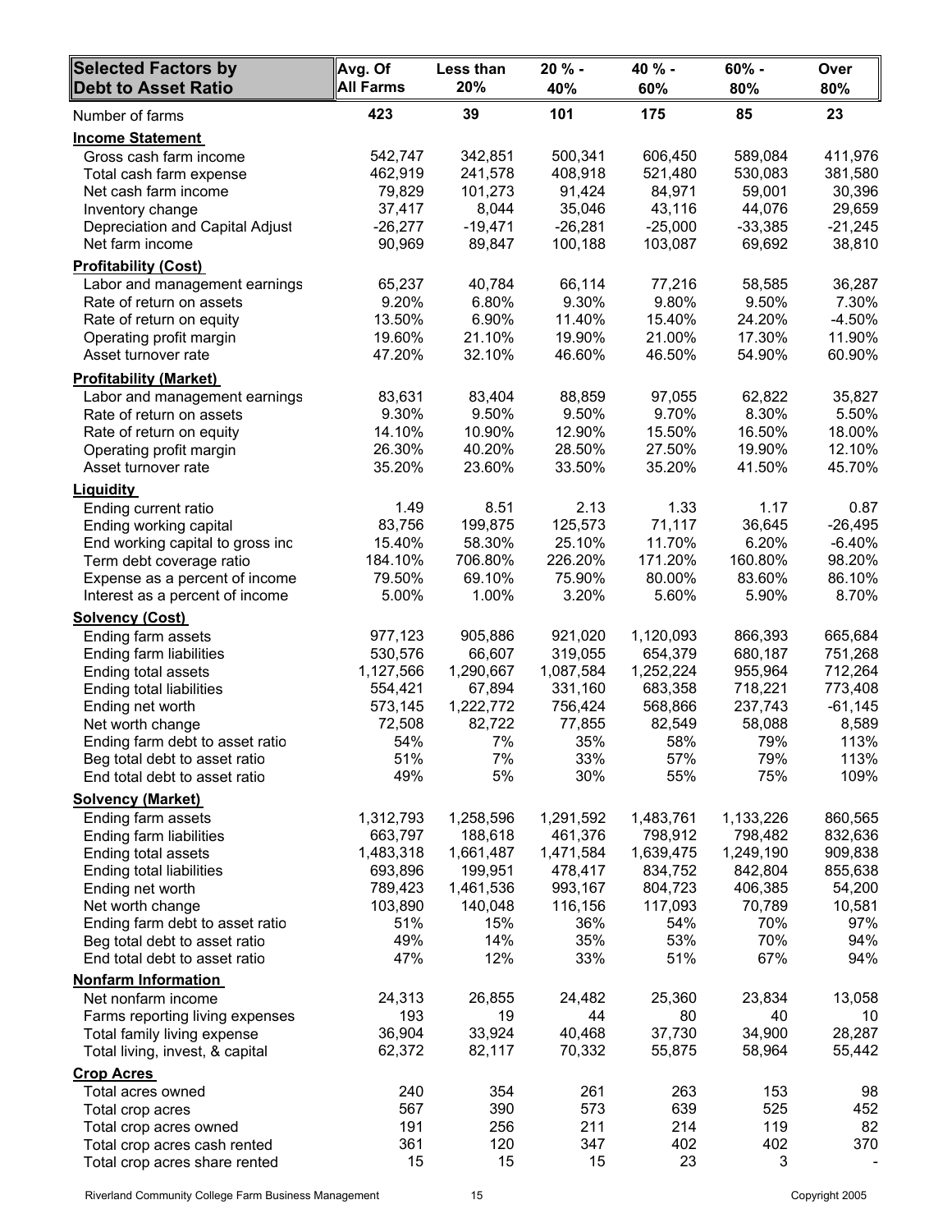| Selected Factors by Debt to Asset Ratio | Avg. Of All Farms | Less than 20% | 20 % - 40% | 40 % - 60% | 60% - 80% | Over 80% |
|---|---|---|---|---|---|---|
| Number of farms | 423 | 39 | 101 | 175 | 85 | 23 |
| **Income Statement** | | | | | | |
| Gross cash farm income | 542,747 | 342,851 | 500,341 | 606,450 | 589,084 | 411,976 |
| Total cash farm expense | 462,919 | 241,578 | 408,918 | 521,480 | 530,083 | 381,580 |
| Net cash farm income | 79,829 | 101,273 | 91,424 | 84,971 | 59,001 | 30,396 |
| Inventory change | 37,417 | 8,044 | 35,046 | 43,116 | 44,076 | 29,659 |
| Depreciation and Capital Adjust | -26,277 | -19,471 | -26,281 | -25,000 | -33,385 | -21,245 |
| Net farm income | 90,969 | 89,847 | 100,188 | 103,087 | 69,692 | 38,810 |
| **Profitability (Cost)** | | | | | | |
| Labor and management earnings | 65,237 | 40,784 | 66,114 | 77,216 | 58,585 | 36,287 |
| Rate of return on assets | 9.20% | 6.80% | 9.30% | 9.80% | 9.50% | 7.30% |
| Rate of return on equity | 13.50% | 6.90% | 11.40% | 15.40% | 24.20% | -4.50% |
| Operating profit margin | 19.60% | 21.10% | 19.90% | 21.00% | 17.30% | 11.90% |
| Asset turnover rate | 47.20% | 32.10% | 46.60% | 46.50% | 54.90% | 60.90% |
| **Profitability (Market)** | | | | | | |
| Labor and management earnings | 83,631 | 83,404 | 88,859 | 97,055 | 62,822 | 35,827 |
| Rate of return on assets | 9.30% | 9.50% | 9.50% | 9.70% | 8.30% | 5.50% |
| Rate of return on equity | 14.10% | 10.90% | 12.90% | 15.50% | 16.50% | 18.00% |
| Operating profit margin | 26.30% | 40.20% | 28.50% | 27.50% | 19.90% | 12.10% |
| Asset turnover rate | 35.20% | 23.60% | 33.50% | 35.20% | 41.50% | 45.70% |
| **Liquidity** | | | | | | |
| Ending current ratio | 1.49 | 8.51 | 2.13 | 1.33 | 1.17 | 0.87 |
| Ending working capital | 83,756 | 199,875 | 125,573 | 71,117 | 36,645 | -26,495 |
| End working capital to gross inc | 15.40% | 58.30% | 25.10% | 11.70% | 6.20% | -6.40% |
| Term debt coverage ratio | 184.10% | 706.80% | 226.20% | 171.20% | 160.80% | 98.20% |
| Expense as a percent of income | 79.50% | 69.10% | 75.90% | 80.00% | 83.60% | 86.10% |
| Interest as a percent of income | 5.00% | 1.00% | 3.20% | 5.60% | 5.90% | 8.70% |
| **Solvency (Cost)** | | | | | | |
| Ending farm assets | 977,123 | 905,886 | 921,020 | 1,120,093 | 866,393 | 665,684 |
| Ending farm liabilities | 530,576 | 66,607 | 319,055 | 654,379 | 680,187 | 751,268 |
| Ending total assets | 1,127,566 | 1,290,667 | 1,087,584 | 1,252,224 | 955,964 | 712,264 |
| Ending total liabilities | 554,421 | 67,894 | 331,160 | 683,358 | 718,221 | 773,408 |
| Ending net worth | 573,145 | 1,222,772 | 756,424 | 568,866 | 237,743 | -61,145 |
| Net worth change | 72,508 | 82,722 | 77,855 | 82,549 | 58,088 | 8,589 |
| Ending farm debt to asset ratio | 54% | 7% | 35% | 58% | 79% | 113% |
| Beg total debt to asset ratio | 51% | 7% | 33% | 57% | 79% | 113% |
| End total debt to asset ratio | 49% | 5% | 30% | 55% | 75% | 109% |
| **Solvency (Market)** | | | | | | |
| Ending farm assets | 1,312,793 | 1,258,596 | 1,291,592 | 1,483,761 | 1,133,226 | 860,565 |
| Ending farm liabilities | 663,797 | 188,618 | 461,376 | 798,912 | 798,482 | 832,636 |
| Ending total assets | 1,483,318 | 1,661,487 | 1,471,584 | 1,639,475 | 1,249,190 | 909,838 |
| Ending total liabilities | 693,896 | 199,951 | 478,417 | 834,752 | 842,804 | 855,638 |
| Ending net worth | 789,423 | 1,461,536 | 993,167 | 804,723 | 406,385 | 54,200 |
| Net worth change | 103,890 | 140,048 | 116,156 | 117,093 | 70,789 | 10,581 |
| Ending farm debt to asset ratio | 51% | 15% | 36% | 54% | 70% | 97% |
| Beg total debt to asset ratio | 49% | 14% | 35% | 53% | 70% | 94% |
| End total debt to asset ratio | 47% | 12% | 33% | 51% | 67% | 94% |
| **Nonfarm Information** | | | | | | |
| Net nonfarm income | 24,313 | 26,855 | 24,482 | 25,360 | 23,834 | 13,058 |
| Farms reporting living expenses | 193 | 19 | 44 | 80 | 40 | 10 |
| Total family living expense | 36,904 | 33,924 | 40,468 | 37,730 | 34,900 | 28,287 |
| Total living, invest, & capital | 62,372 | 82,117 | 70,332 | 55,875 | 58,964 | 55,442 |
| **Crop Acres** | | | | | | |
| Total acres owned | 240 | 354 | 261 | 263 | 153 | 98 |
| Total crop acres | 567 | 390 | 573 | 639 | 525 | 452 |
| Total crop acres owned | 191 | 256 | 211 | 214 | 119 | 82 |
| Total crop acres cash rented | 361 | 120 | 347 | 402 | 402 | 370 |
| Total crop acres share rented | 15 | 15 | 15 | 23 | 3 | - |

Riverland Community College Farm Business Management — Copyright 2005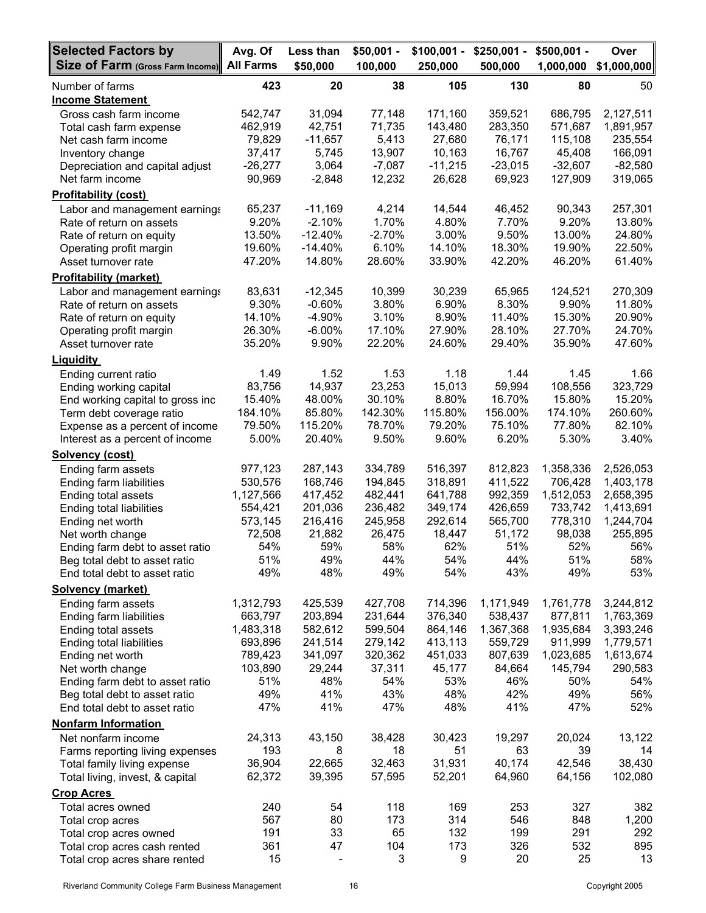| Selected Factors by Size of Farm (Gross Farm Income) | Avg. Of All Farms | Less than $50,000 | $50,001 - 100,000 | $100,001 - 250,000 | $250,001 - 500,000 | $500,001 - 1,000,000 | Over $1,000,000 |
|---|---|---|---|---|---|---|---|
| Number of farms | 423 | 20 | 38 | 105 | 130 | 80 | 50 |
| **Income Statement** | | | | | | | |
| Gross cash farm income | 542,747 | 31,094 | 77,148 | 171,160 | 359,521 | 686,795 | 2,127,511 |
| Total cash farm expense | 462,919 | 42,751 | 71,735 | 143,480 | 283,350 | 571,687 | 1,891,957 |
| Net cash farm income | 79,829 | -11,657 | 5,413 | 27,680 | 76,171 | 115,108 | 235,554 |
| Inventory change | 37,417 | 5,745 | 13,907 | 10,163 | 16,767 | 45,408 | 166,091 |
| Depreciation and capital adjust | -26,277 | 3,064 | -7,087 | -11,215 | -23,015 | -32,607 | -82,580 |
| Net farm income | 90,969 | -2,848 | 12,232 | 26,628 | 69,923 | 127,909 | 319,065 |
| **Profitability (cost)** | | | | | | | |
| Labor and management earnings | 65,237 | -11,169 | 4,214 | 14,544 | 46,452 | 90,343 | 257,301 |
| Rate of return on assets | 9.20% | -2.10% | 1.70% | 4.80% | 7.70% | 9.20% | 13.80% |
| Rate of return on equity | 13.50% | -12.40% | -2.70% | 3.00% | 9.50% | 13.00% | 24.80% |
| Operating profit margin | 19.60% | -14.40% | 6.10% | 14.10% | 18.30% | 19.90% | 22.50% |
| Asset turnover rate | 47.20% | 14.80% | 28.60% | 33.90% | 42.20% | 46.20% | 61.40% |
| **Profitability (market)** | | | | | | | |
| Labor and management earnings | 83,631 | -12,345 | 10,399 | 30,239 | 65,965 | 124,521 | 270,309 |
| Rate of return on assets | 9.30% | -0.60% | 3.80% | 6.90% | 8.30% | 9.90% | 11.80% |
| Rate of return on equity | 14.10% | -4.90% | 3.10% | 8.90% | 11.40% | 15.30% | 20.90% |
| Operating profit margin | 26.30% | -6.00% | 17.10% | 27.90% | 28.10% | 27.70% | 24.70% |
| Asset turnover rate | 35.20% | 9.90% | 22.20% | 24.60% | 29.40% | 35.90% | 47.60% |
| **Liquidity** | | | | | | | |
| Ending current ratio | 1.49 | 1.52 | 1.53 | 1.18 | 1.44 | 1.45 | 1.66 |
| Ending working capital | 83,756 | 14,937 | 23,253 | 15,013 | 59,994 | 108,556 | 323,729 |
| End working capital to gross inc | 15.40% | 48.00% | 30.10% | 8.80% | 16.70% | 15.80% | 15.20% |
| Term debt coverage ratio | 184.10% | 85.80% | 142.30% | 115.80% | 156.00% | 174.10% | 260.60% |
| Expense as a percent of income | 79.50% | 115.20% | 78.70% | 79.20% | 75.10% | 77.80% | 82.10% |
| Interest as a percent of income | 5.00% | 20.40% | 9.50% | 9.60% | 6.20% | 5.30% | 3.40% |
| **Solvency (cost)** | | | | | | | |
| Ending farm assets | 977,123 | 287,143 | 334,789 | 516,397 | 812,823 | 1,358,336 | 2,526,053 |
| Ending farm liabilities | 530,576 | 168,746 | 194,845 | 318,891 | 411,522 | 706,428 | 1,403,178 |
| Ending total assets | 1,127,566 | 417,452 | 482,441 | 641,788 | 992,359 | 1,512,053 | 2,658,395 |
| Ending total liabilities | 554,421 | 201,036 | 236,482 | 349,174 | 426,659 | 733,742 | 1,413,691 |
| Ending net worth | 573,145 | 216,416 | 245,958 | 292,614 | 565,700 | 778,310 | 1,244,704 |
| Net worth change | 72,508 | 21,882 | 26,475 | 18,447 | 51,172 | 98,038 | 255,895 |
| Ending farm debt to asset ratio | 54% | 59% | 58% | 62% | 51% | 52% | 56% |
| Beg total debt to asset ratio | 51% | 49% | 44% | 54% | 44% | 51% | 58% |
| End total debt to asset ratio | 49% | 48% | 49% | 54% | 43% | 49% | 53% |
| **Solvency (market)** | | | | | | | |
| Ending farm assets | 1,312,793 | 425,539 | 427,708 | 714,396 | 1,171,949 | 1,761,778 | 3,244,812 |
| Ending farm liabilities | 663,797 | 203,894 | 231,644 | 376,340 | 538,437 | 877,811 | 1,763,369 |
| Ending total assets | 1,483,318 | 582,612 | 599,504 | 864,146 | 1,367,368 | 1,935,684 | 3,393,246 |
| Ending total liabilities | 693,896 | 241,514 | 279,142 | 413,113 | 559,729 | 911,999 | 1,779,571 |
| Ending net worth | 789,423 | 341,097 | 320,362 | 451,033 | 807,639 | 1,023,685 | 1,613,674 |
| Net worth change | 103,890 | 29,244 | 37,311 | 45,177 | 84,664 | 145,794 | 290,583 |
| Ending farm debt to asset ratio | 51% | 48% | 54% | 53% | 46% | 50% | 54% |
| Beg total debt to asset ratio | 49% | 41% | 43% | 48% | 42% | 49% | 56% |
| End total debt to asset ratio | 47% | 41% | 47% | 48% | 41% | 47% | 52% |
| **Nonfarm Information** | | | | | | | |
| Net nonfarm income | 24,313 | 43,150 | 38,428 | 30,423 | 19,297 | 20,024 | 13,122 |
| Farms reporting living expenses | 193 | 8 | 18 | 51 | 63 | 39 | 14 |
| Total family living expense | 36,904 | 22,665 | 32,463 | 31,931 | 40,174 | 42,546 | 38,430 |
| Total living, invest, & capital | 62,372 | 39,395 | 57,595 | 52,201 | 64,960 | 64,156 | 102,080 |
| **Crop Acres** | | | | | | | |
| Total acres owned | 240 | 54 | 118 | 169 | 253 | 327 | 382 |
| Total crop acres | 567 | 80 | 173 | 314 | 546 | 848 | 1,200 |
| Total crop acres owned | 191 | 33 | 65 | 132 | 199 | 291 | 292 |
| Total crop acres cash rented | 361 | 47 | 104 | 173 | 326 | 532 | 895 |
| Total crop acres share rented | 15 | - | 3 | 9 | 20 | 25 | 13 |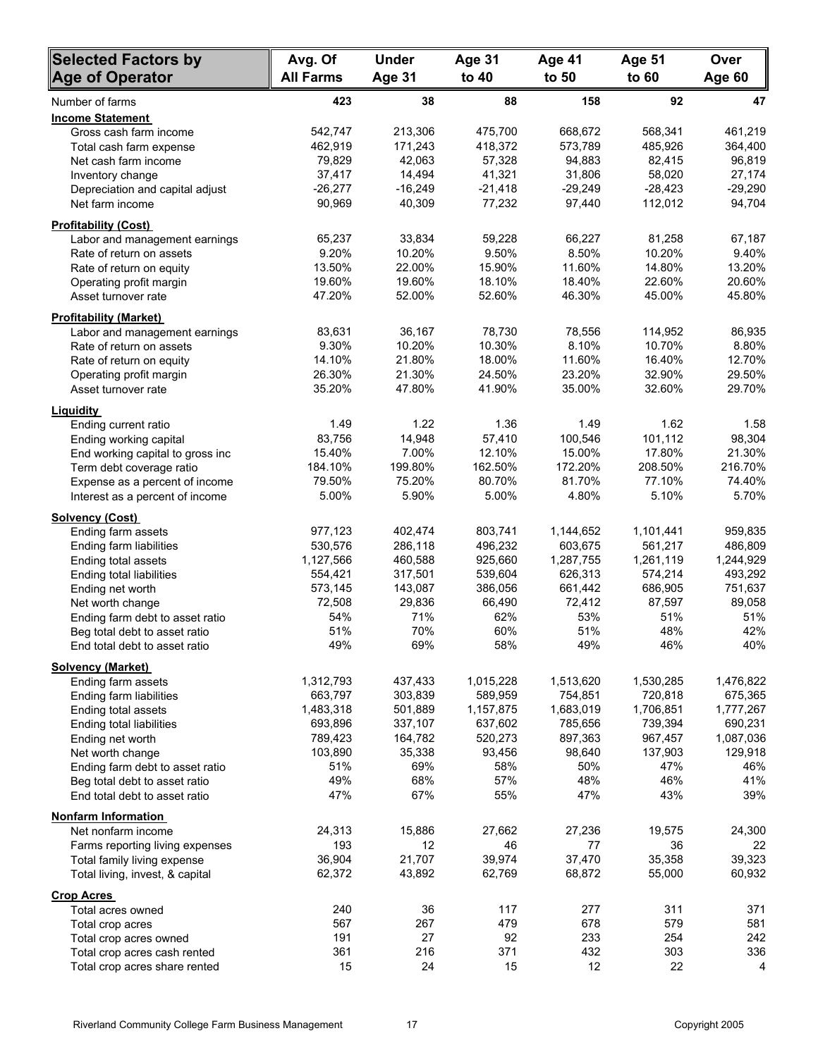| Selected Factors by Age of Operator | Avg. Of All Farms | Under Age 31 | Age 31 to 40 | Age 41 to 50 | Age 51 to 60 | Over Age 60 |
|---|---|---|---|---|---|---|
| Number of farms | 423 | 38 | 88 | 158 | 92 | 47 |
| **Income Statement** | | | | | | |
| Gross cash farm income | 542,747 | 213,306 | 475,700 | 668,672 | 568,341 | 461,219 |
| Total cash farm expense | 462,919 | 171,243 | 418,372 | 573,789 | 485,926 | 364,400 |
| Net cash farm income | 79,829 | 42,063 | 57,328 | 94,883 | 82,415 | 96,819 |
| Inventory change | 37,417 | 14,494 | 41,321 | 31,806 | 58,020 | 27,174 |
| Depreciation and capital adjust | -26,277 | -16,249 | -21,418 | -29,249 | -28,423 | -29,290 |
| Net farm income | 90,969 | 40,309 | 77,232 | 97,440 | 112,012 | 94,704 |
| **Profitability (Cost)** | | | | | | |
| Labor and management earnings | 65,237 | 33,834 | 59,228 | 66,227 | 81,258 | 67,187 |
| Rate of return on assets | 9.20% | 10.20% | 9.50% | 8.50% | 10.20% | 9.40% |
| Rate of return on equity | 13.50% | 22.00% | 15.90% | 11.60% | 14.80% | 13.20% |
| Operating profit margin | 19.60% | 19.60% | 18.10% | 18.40% | 22.60% | 20.60% |
| Asset turnover rate | 47.20% | 52.00% | 52.60% | 46.30% | 45.00% | 45.80% |
| **Profitability (Market)** | | | | | | |
| Labor and management earnings | 83,631 | 36,167 | 78,730 | 78,556 | 114,952 | 86,935 |
| Rate of return on assets | 9.30% | 10.20% | 10.30% | 8.10% | 10.70% | 8.80% |
| Rate of return on equity | 14.10% | 21.80% | 18.00% | 11.60% | 16.40% | 12.70% |
| Operating profit margin | 26.30% | 21.30% | 24.50% | 23.20% | 32.90% | 29.50% |
| Asset turnover rate | 35.20% | 47.80% | 41.90% | 35.00% | 32.60% | 29.70% |
| **Liquidity** | | | | | | |
| Ending current ratio | 1.49 | 1.22 | 1.36 | 1.49 | 1.62 | 1.58 |
| Ending working capital | 83,756 | 14,948 | 57,410 | 100,546 | 101,112 | 98,304 |
| End working capital to gross inc | 15.40% | 7.00% | 12.10% | 15.00% | 17.80% | 21.30% |
| Term debt coverage ratio | 184.10% | 199.80% | 162.50% | 172.20% | 208.50% | 216.70% |
| Expense as a percent of income | 79.50% | 75.20% | 80.70% | 81.70% | 77.10% | 74.40% |
| Interest as a percent of income | 5.00% | 5.90% | 5.00% | 4.80% | 5.10% | 5.70% |
| **Solvency (Cost)** | | | | | | |
| Ending farm assets | 977,123 | 402,474 | 803,741 | 1,144,652 | 1,101,441 | 959,835 |
| Ending farm liabilities | 530,576 | 286,118 | 496,232 | 603,675 | 561,217 | 486,809 |
| Ending total assets | 1,127,566 | 460,588 | 925,660 | 1,287,755 | 1,261,119 | 1,244,929 |
| Ending total liabilities | 554,421 | 317,501 | 539,604 | 626,313 | 574,214 | 493,292 |
| Ending net worth | 573,145 | 143,087 | 386,056 | 661,442 | 686,905 | 751,637 |
| Net worth change | 72,508 | 29,836 | 66,490 | 72,412 | 87,597 | 89,058 |
| Ending farm debt to asset ratio | 54% | 71% | 62% | 53% | 51% | 51% |
| Beg total debt to asset ratio | 51% | 70% | 60% | 51% | 48% | 42% |
| End total debt to asset ratio | 49% | 69% | 58% | 49% | 46% | 40% |
| **Solvency (Market)** | | | | | | |
| Ending farm assets | 1,312,793 | 437,433 | 1,015,228 | 1,513,620 | 1,530,285 | 1,476,822 |
| Ending farm liabilities | 663,797 | 303,839 | 589,959 | 754,851 | 720,818 | 675,365 |
| Ending total assets | 1,483,318 | 501,889 | 1,157,875 | 1,683,019 | 1,706,851 | 1,777,267 |
| Ending total liabilities | 693,896 | 337,107 | 637,602 | 785,656 | 739,394 | 690,231 |
| Ending net worth | 789,423 | 164,782 | 520,273 | 897,363 | 967,457 | 1,087,036 |
| Net worth change | 103,890 | 35,338 | 93,456 | 98,640 | 137,903 | 129,918 |
| Ending farm debt to asset ratio | 51% | 69% | 58% | 50% | 47% | 46% |
| Beg total debt to asset ratio | 49% | 68% | 57% | 48% | 46% | 41% |
| End total debt to asset ratio | 47% | 67% | 55% | 47% | 43% | 39% |
| **Nonfarm Information** | | | | | | |
| Net nonfarm income | 24,313 | 15,886 | 27,662 | 27,236 | 19,575 | 24,300 |
| Farms reporting living expenses | 193 | 12 | 46 | 77 | 36 | 22 |
| Total family living expense | 36,904 | 21,707 | 39,974 | 37,470 | 35,358 | 39,323 |
| Total living, invest, & capital | 62,372 | 43,892 | 62,769 | 68,872 | 55,000 | 60,932 |
| **Crop Acres** | | | | | | |
| Total acres owned | 240 | 36 | 117 | 277 | 311 | 371 |
| Total crop acres | 567 | 267 | 479 | 678 | 579 | 581 |
| Total crop acres owned | 191 | 27 | 92 | 233 | 254 | 242 |
| Total crop acres cash rented | 361 | 216 | 371 | 432 | 303 | 336 |
| Total crop acres share rented | 15 | 24 | 15 | 12 | 22 | 4 |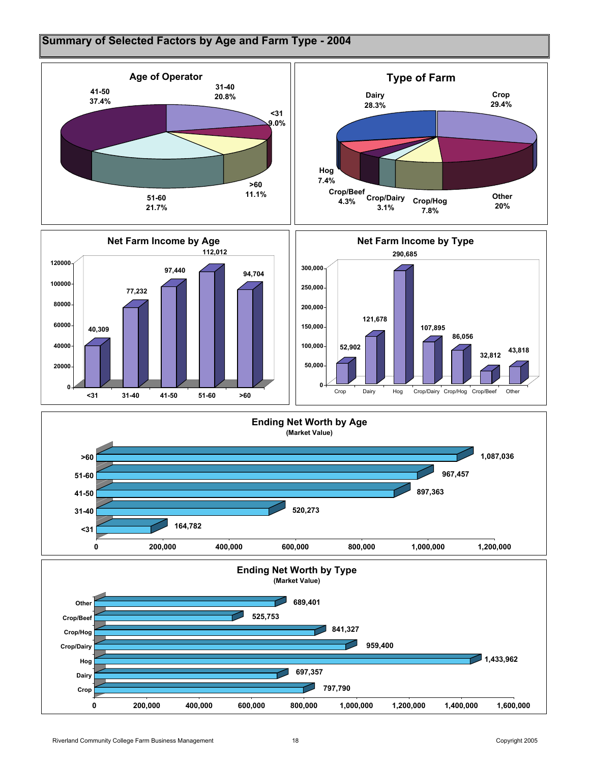# Summary of Selected Factors by Age and Farm Type - 2004

## Age of Operator

31-40
20.8%

<31
9.0%

>60
11.1%

51-60
21.7%

41-50
37.4%

## Type of Farm

Crop
29.4%

Other
20%

Crop/Hog
7.8%

Crop/Dairy
3.1%

Crop/Beef
4.3%

Hog
7.4%

Dairy
28.3%

## Net Farm Income by Age

0
20000
40000
60000
80000
100000
120000

<31: 40,309
31-40: 77,232
41-50: 97,440
51-60: 112,012
>60: 94,704

## Net Farm Income by Type

0
50,000
100,000
150,000
200,000
250,000
300,000

Crop: 52,902
Dairy: 121,678
Hog: 290,685
Crop/Dairy: 107,895
Crop/Hog: 86,056
Crop/Beef: 32,812
Other: 43,818

## Ending Net Worth by Age
(Market Value)

>60: 1,087,036
51-60: 967,457
41-50: 897,363
31-40: 520,273
<31: 164,782

0
200,000
400,000
600,000
800,000
1,000,000
1,200,000

## Ending Net Worth by Type
(Market Value)

Other: 689,401
Crop/Beef: 525,753
Crop/Hog: 841,327
Crop/Dairy: 959,400
Hog: 1,433,962
Dairy: 697,357
Crop: 797,790

0
200,000
400,000
600,000
800,000
1,000,000
1,200,000
1,400,000
1,600,000